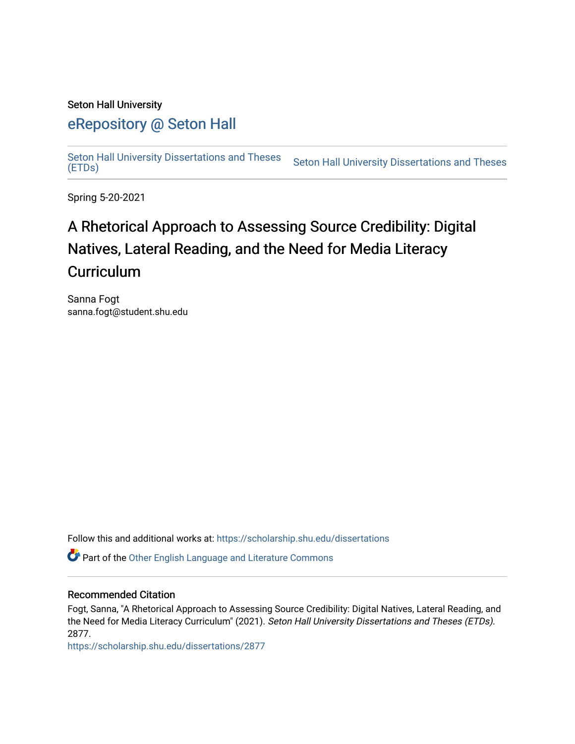Seton Hall University

# eRepository @ Seton Hall

Seton Hall University Dissertations and Theses (ETDs) | Seton Hall University Dissertations and Theses

Spring 5-20-2021

# A Rhetorical Approach to Assessing Source Credibility: Digital Natives, Lateral Reading, and the Need for Media Literacy Curriculum

Sanna Fogt
sanna.fogt@student.shu.edu

Follow this and additional works at: https://scholarship.shu.edu/dissertations

Part of the Other English Language and Literature Commons

## Recommended Citation

Fogt, Sanna, "A Rhetorical Approach to Assessing Source Credibility: Digital Natives, Lateral Reading, and the Need for Media Literacy Curriculum" (2021). *Seton Hall University Dissertations and Theses (ETDs)*. 2877.
https://scholarship.shu.edu/dissertations/2877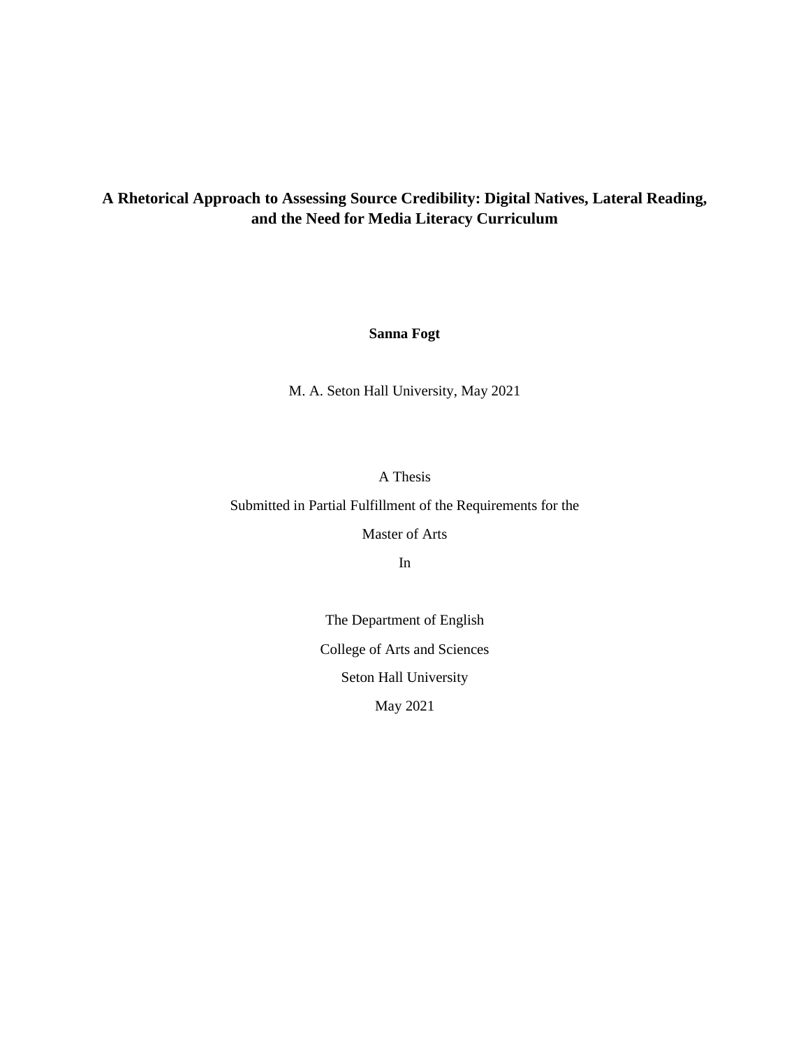# A Rhetorical Approach to Assessing Source Credibility: Digital Natives, Lateral Reading, and the Need for Media Literacy Curriculum

**Sanna Fogt**

M. A. Seton Hall University, May 2021

A Thesis

Submitted in Partial Fulfillment of the Requirements for the

Master of Arts

In

The Department of English

College of Arts and Sciences

Seton Hall University

May 2021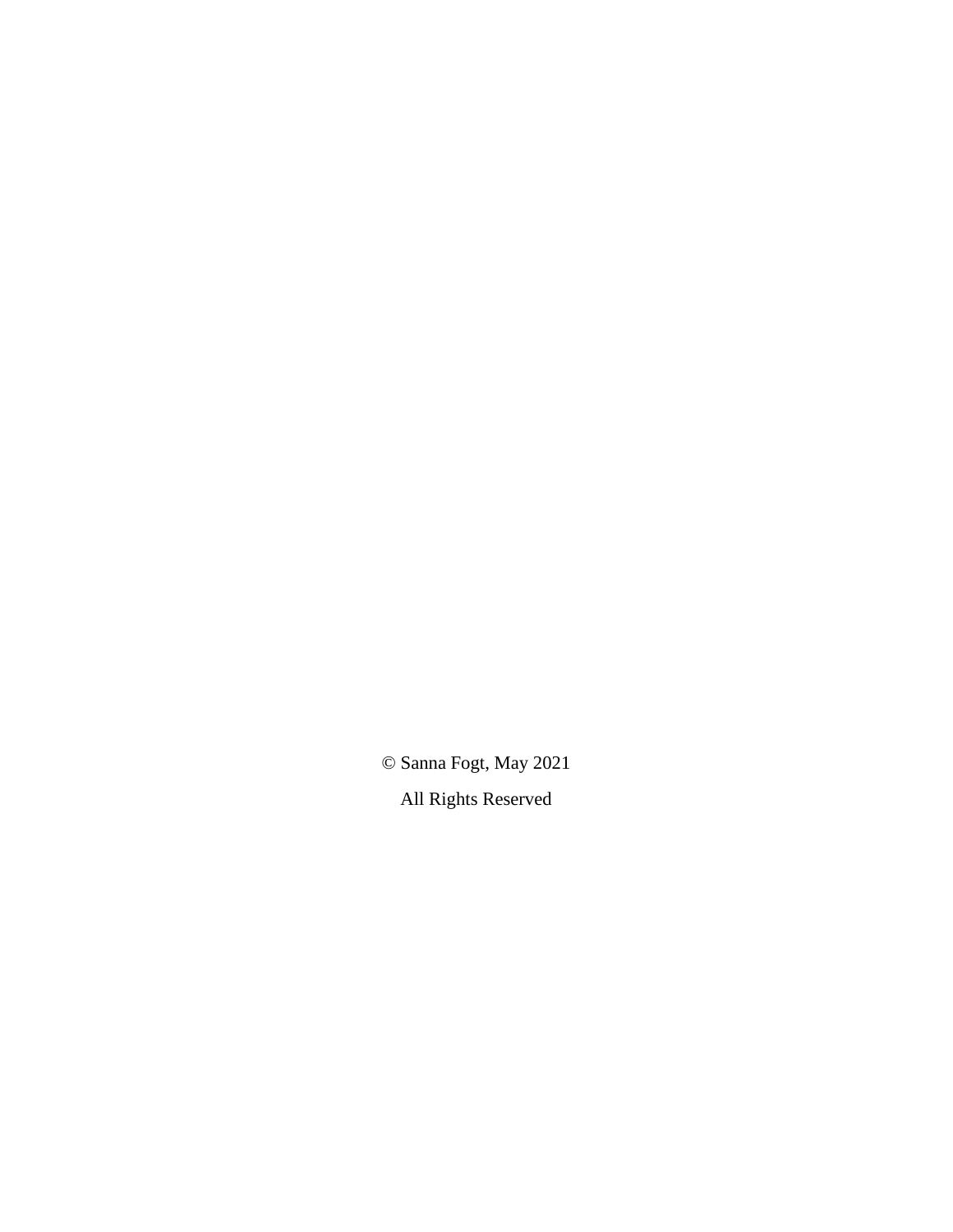© Sanna Fogt, May 2021

All Rights Reserved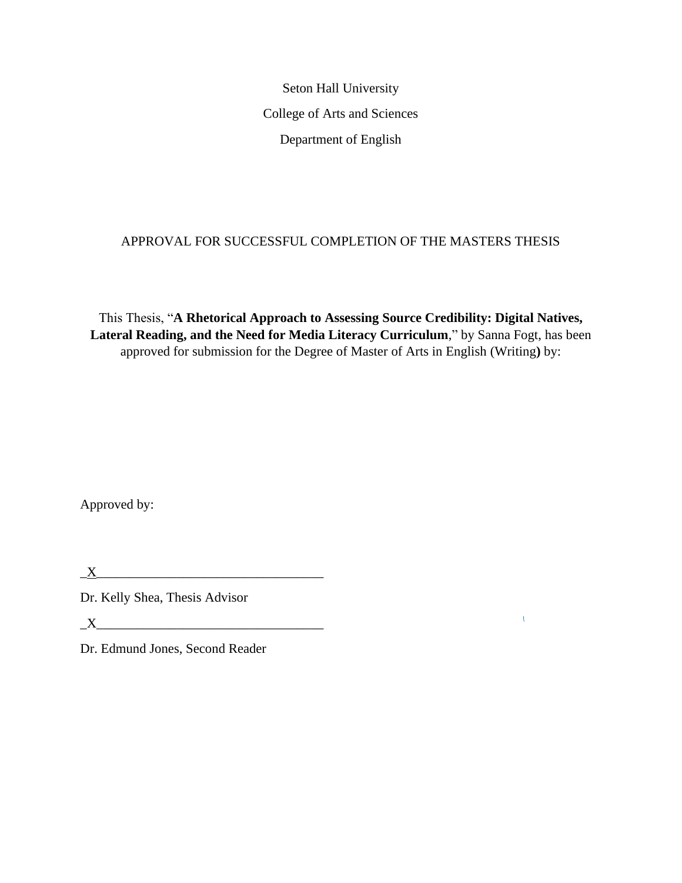Seton Hall University

College of Arts and Sciences

Department of English

APPROVAL FOR SUCCESSFUL COMPLETION OF THE MASTERS THESIS

This Thesis, "**A Rhetorical Approach to Assessing Source Credibility: Digital Natives, Lateral Reading, and the Need for Media Literacy Curriculum**," by Sanna Fogt, has been approved for submission for the Degree of Master of Arts in English (Writing**)** by:

Approved by:

_X_________________________________

Dr. Kelly Shea, Thesis Advisor

_X_________________________________

Dr. Edmund Jones, Second Reader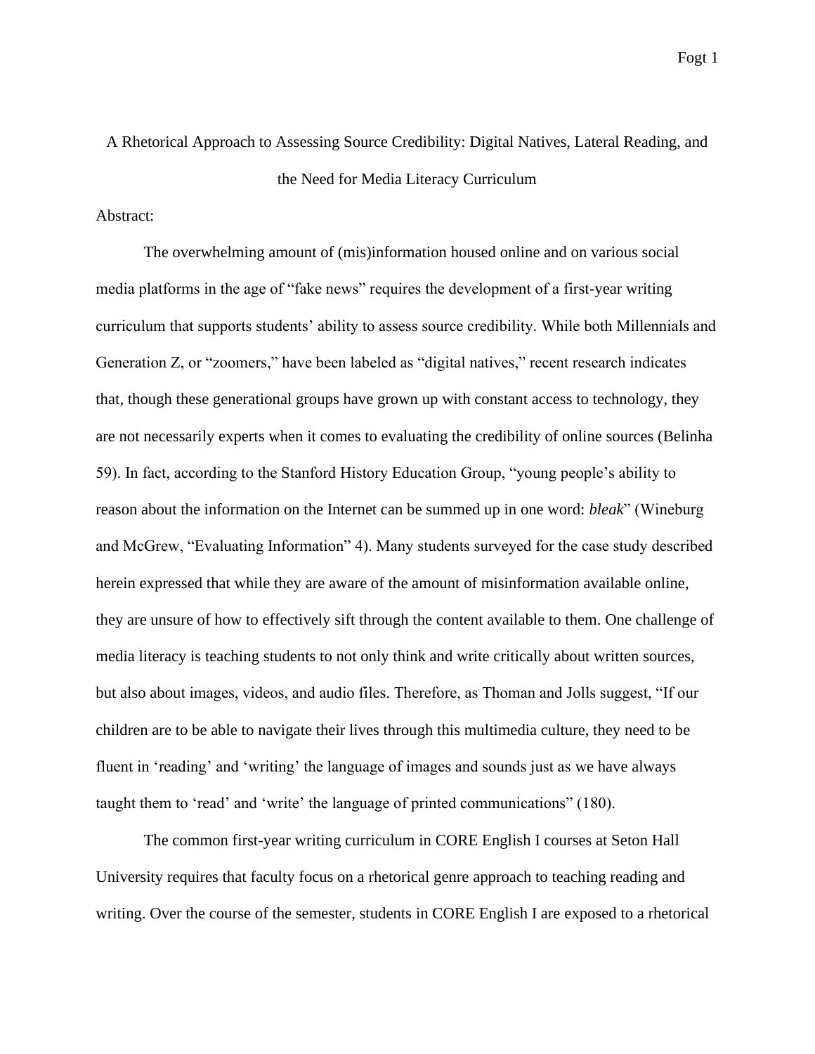# A Rhetorical Approach to Assessing Source Credibility: Digital Natives, Lateral Reading, and the Need for Media Literacy Curriculum

Abstract:

The overwhelming amount of (mis)information housed online and on various social media platforms in the age of "fake news" requires the development of a first-year writing curriculum that supports students' ability to assess source credibility. While both Millennials and Generation Z, or "zoomers," have been labeled as "digital natives," recent research indicates that, though these generational groups have grown up with constant access to technology, they are not necessarily experts when it comes to evaluating the credibility of online sources (Belinha 59). In fact, according to the Stanford History Education Group, "young people's ability to reason about the information on the Internet can be summed up in one word: *bleak*" (Wineburg and McGrew, "Evaluating Information" 4). Many students surveyed for the case study described herein expressed that while they are aware of the amount of misinformation available online, they are unsure of how to effectively sift through the content available to them. One challenge of media literacy is teaching students to not only think and write critically about written sources, but also about images, videos, and audio files. Therefore, as Thoman and Jolls suggest, "If our children are to be able to navigate their lives through this multimedia culture, they need to be fluent in 'reading' and 'writing' the language of images and sounds just as we have always taught them to 'read' and 'write' the language of printed communications" (180).

The common first-year writing curriculum in CORE English I courses at Seton Hall University requires that faculty focus on a rhetorical genre approach to teaching reading and writing. Over the course of the semester, students in CORE English I are exposed to a rhetorical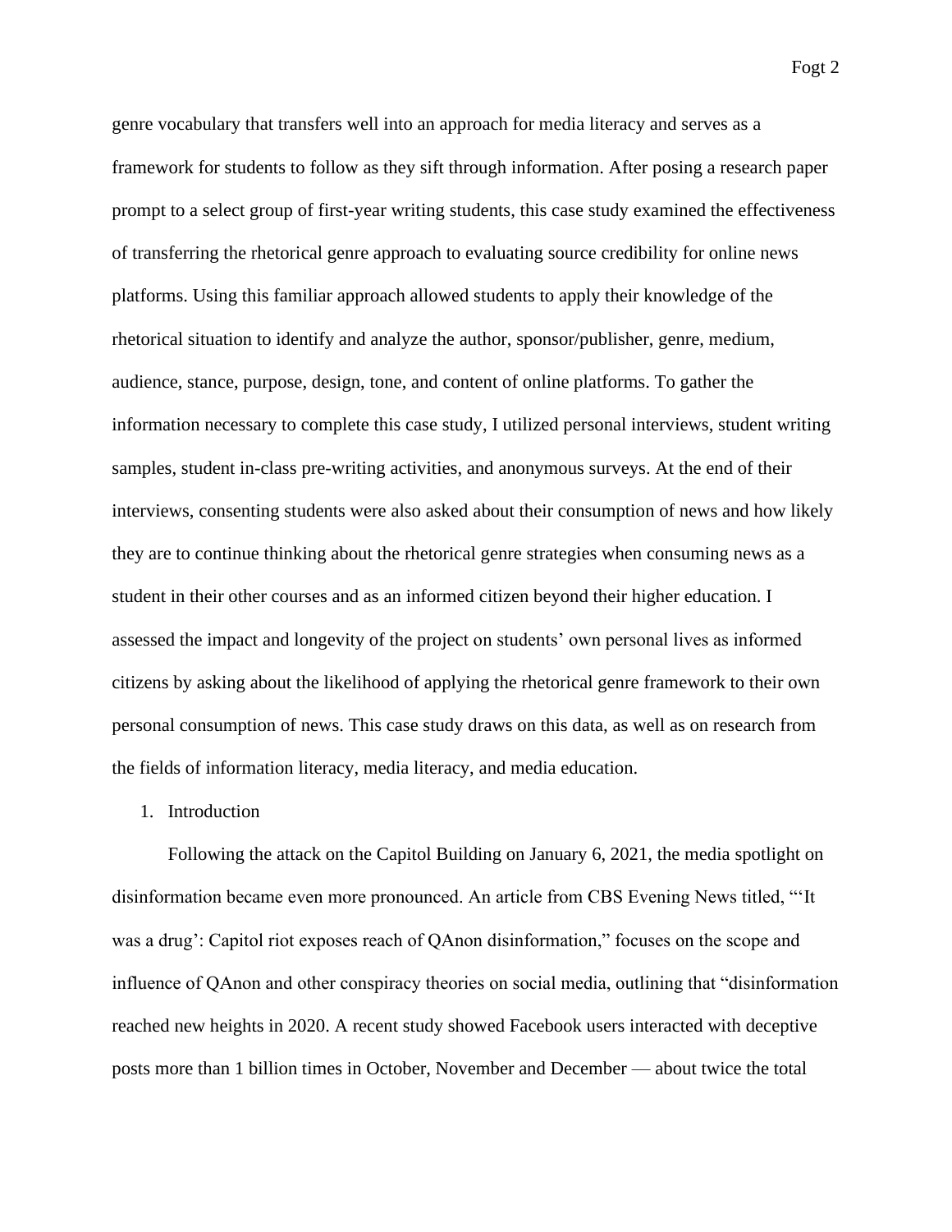genre vocabulary that transfers well into an approach for media literacy and serves as a framework for students to follow as they sift through information. After posing a research paper prompt to a select group of first-year writing students, this case study examined the effectiveness of transferring the rhetorical genre approach to evaluating source credibility for online news platforms. Using this familiar approach allowed students to apply their knowledge of the rhetorical situation to identify and analyze the author, sponsor/publisher, genre, medium, audience, stance, purpose, design, tone, and content of online platforms. To gather the information necessary to complete this case study, I utilized personal interviews, student writing samples, student in-class pre-writing activities, and anonymous surveys. At the end of their interviews, consenting students were also asked about their consumption of news and how likely they are to continue thinking about the rhetorical genre strategies when consuming news as a student in their other courses and as an informed citizen beyond their higher education. I assessed the impact and longevity of the project on students' own personal lives as informed citizens by asking about the likelihood of applying the rhetorical genre framework to their own personal consumption of news. This case study draws on this data, as well as on research from the fields of information literacy, media literacy, and media education.

## 1. Introduction

Following the attack on the Capitol Building on January 6, 2021, the media spotlight on disinformation became even more pronounced. An article from CBS Evening News titled, "'It was a drug': Capitol riot exposes reach of QAnon disinformation," focuses on the scope and influence of QAnon and other conspiracy theories on social media, outlining that "disinformation reached new heights in 2020. A recent study showed Facebook users interacted with deceptive posts more than 1 billion times in October, November and December — about twice the total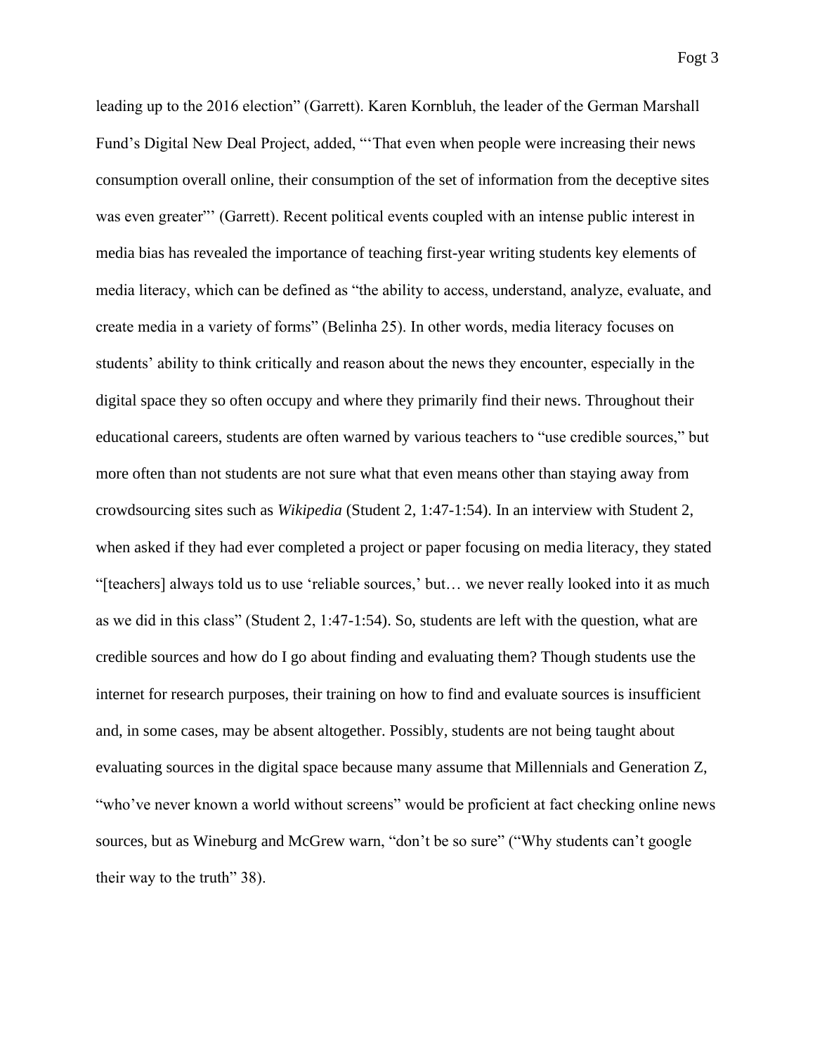leading up to the 2016 election" (Garrett). Karen Kornbluh, the leader of the German Marshall Fund's Digital New Deal Project, added, "'That even when people were increasing their news consumption overall online, their consumption of the set of information from the deceptive sites was even greater'" (Garrett). Recent political events coupled with an intense public interest in media bias has revealed the importance of teaching first-year writing students key elements of media literacy, which can be defined as "the ability to access, understand, analyze, evaluate, and create media in a variety of forms" (Belinha 25). In other words, media literacy focuses on students' ability to think critically and reason about the news they encounter, especially in the digital space they so often occupy and where they primarily find their news. Throughout their educational careers, students are often warned by various teachers to "use credible sources," but more often than not students are not sure what that even means other than staying away from crowdsourcing sites such as *Wikipedia* (Student 2, 1:47-1:54). In an interview with Student 2, when asked if they had ever completed a project or paper focusing on media literacy, they stated "[teachers] always told us to use 'reliable sources,' but… we never really looked into it as much as we did in this class" (Student 2, 1:47-1:54). So, students are left with the question, what are credible sources and how do I go about finding and evaluating them? Though students use the internet for research purposes, their training on how to find and evaluate sources is insufficient and, in some cases, may be absent altogether. Possibly, students are not being taught about evaluating sources in the digital space because many assume that Millennials and Generation Z, "who've never known a world without screens" would be proficient at fact checking online news sources, but as Wineburg and McGrew warn, "don't be so sure" ("Why students can't google their way to the truth" 38).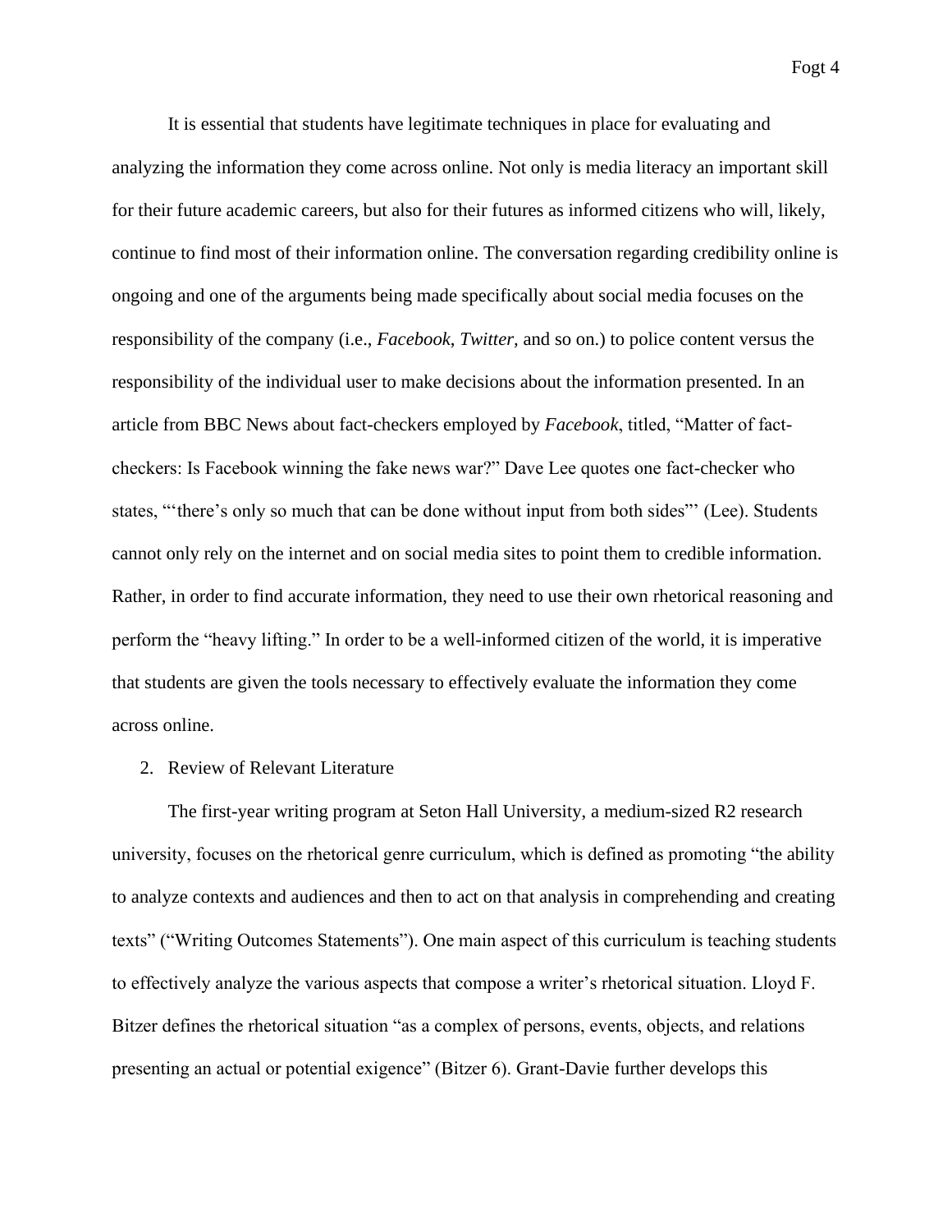It is essential that students have legitimate techniques in place for evaluating and analyzing the information they come across online. Not only is media literacy an important skill for their future academic careers, but also for their futures as informed citizens who will, likely, continue to find most of their information online. The conversation regarding credibility online is ongoing and one of the arguments being made specifically about social media focuses on the responsibility of the company (i.e., *Facebook*, *Twitter*, and so on.) to police content versus the responsibility of the individual user to make decisions about the information presented. In an article from BBC News about fact-checkers employed by *Facebook*, titled, "Matter of fact-checkers: Is Facebook winning the fake news war?" Dave Lee quotes one fact-checker who states, "'there's only so much that can be done without input from both sides"' (Lee). Students cannot only rely on the internet and on social media sites to point them to credible information. Rather, in order to find accurate information, they need to use their own rhetorical reasoning and perform the "heavy lifting." In order to be a well-informed citizen of the world, it is imperative that students are given the tools necessary to effectively evaluate the information they come across online.

2. Review of Relevant Literature

The first-year writing program at Seton Hall University, a medium-sized R2 research university, focuses on the rhetorical genre curriculum, which is defined as promoting "the ability to analyze contexts and audiences and then to act on that analysis in comprehending and creating texts" ("Writing Outcomes Statements"). One main aspect of this curriculum is teaching students to effectively analyze the various aspects that compose a writer's rhetorical situation. Lloyd F. Bitzer defines the rhetorical situation "as a complex of persons, events, objects, and relations presenting an actual or potential exigence" (Bitzer 6). Grant-Davie further develops this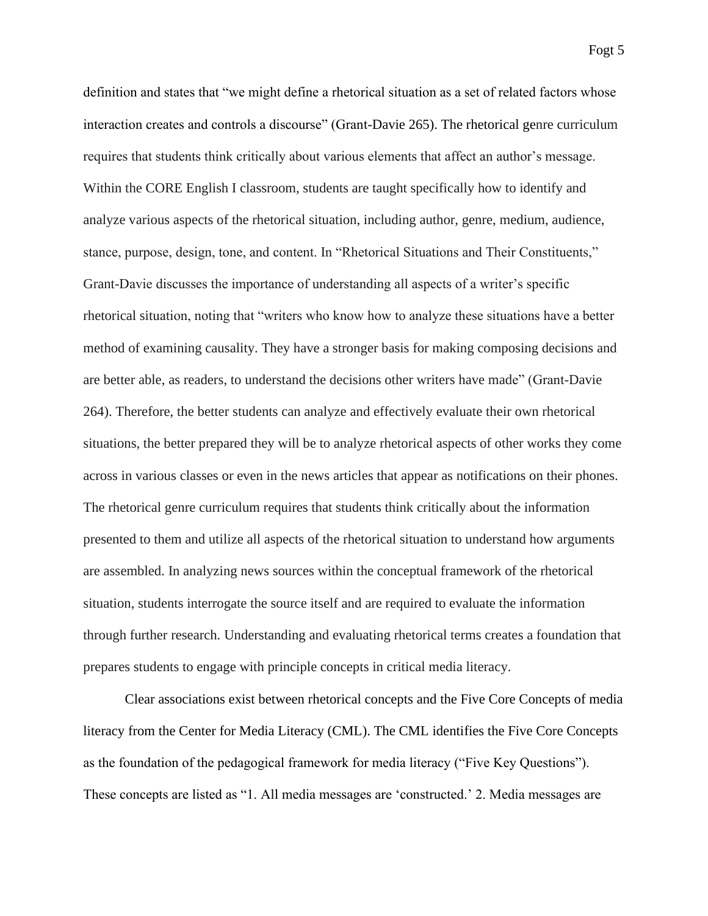definition and states that "we might define a rhetorical situation as a set of related factors whose interaction creates and controls a discourse" (Grant-Davie 265). The rhetorical genre curriculum requires that students think critically about various elements that affect an author's message. Within the CORE English I classroom, students are taught specifically how to identify and analyze various aspects of the rhetorical situation, including author, genre, medium, audience, stance, purpose, design, tone, and content. In "Rhetorical Situations and Their Constituents," Grant-Davie discusses the importance of understanding all aspects of a writer's specific rhetorical situation, noting that "writers who know how to analyze these situations have a better method of examining causality. They have a stronger basis for making composing decisions and are better able, as readers, to understand the decisions other writers have made" (Grant-Davie 264). Therefore, the better students can analyze and effectively evaluate their own rhetorical situations, the better prepared they will be to analyze rhetorical aspects of other works they come across in various classes or even in the news articles that appear as notifications on their phones. The rhetorical genre curriculum requires that students think critically about the information presented to them and utilize all aspects of the rhetorical situation to understand how arguments are assembled. In analyzing news sources within the conceptual framework of the rhetorical situation, students interrogate the source itself and are required to evaluate the information through further research. Understanding and evaluating rhetorical terms creates a foundation that prepares students to engage with principle concepts in critical media literacy.

Clear associations exist between rhetorical concepts and the Five Core Concepts of media literacy from the Center for Media Literacy (CML). The CML identifies the Five Core Concepts as the foundation of the pedagogical framework for media literacy ("Five Key Questions"). These concepts are listed as "1. All media messages are 'constructed.' 2. Media messages are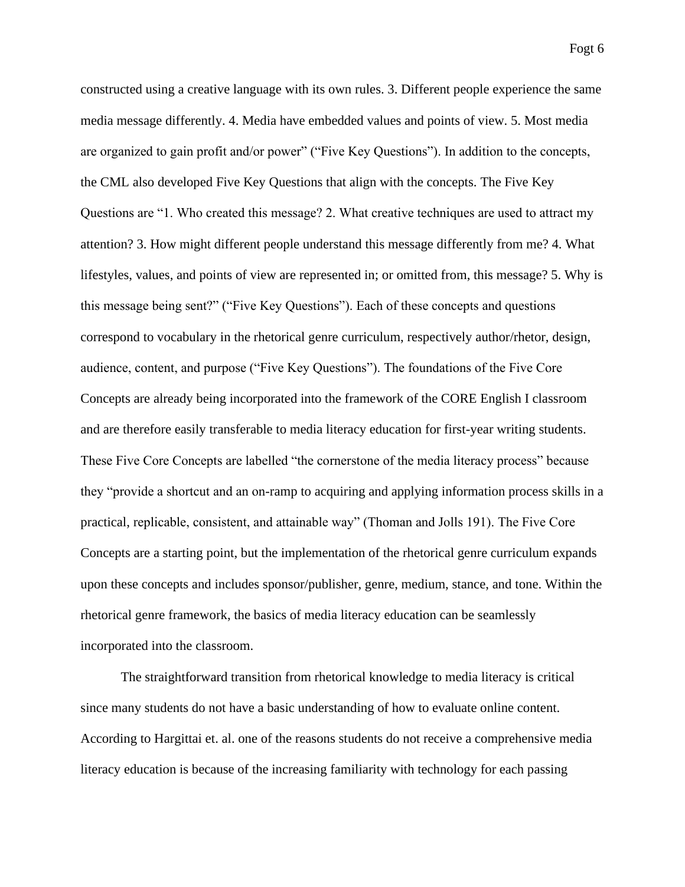constructed using a creative language with its own rules. 3. Different people experience the same media message differently. 4. Media have embedded values and points of view. 5. Most media are organized to gain profit and/or power" ("Five Key Questions"). In addition to the concepts, the CML also developed Five Key Questions that align with the concepts. The Five Key Questions are "1. Who created this message? 2. What creative techniques are used to attract my attention? 3. How might different people understand this message differently from me? 4. What lifestyles, values, and points of view are represented in; or omitted from, this message? 5. Why is this message being sent?" ("Five Key Questions"). Each of these concepts and questions correspond to vocabulary in the rhetorical genre curriculum, respectively author/rhetor, design, audience, content, and purpose ("Five Key Questions"). The foundations of the Five Core Concepts are already being incorporated into the framework of the CORE English I classroom and are therefore easily transferable to media literacy education for first-year writing students. These Five Core Concepts are labelled "the cornerstone of the media literacy process" because they "provide a shortcut and an on-ramp to acquiring and applying information process skills in a practical, replicable, consistent, and attainable way" (Thoman and Jolls 191). The Five Core Concepts are a starting point, but the implementation of the rhetorical genre curriculum expands upon these concepts and includes sponsor/publisher, genre, medium, stance, and tone. Within the rhetorical genre framework, the basics of media literacy education can be seamlessly incorporated into the classroom.

The straightforward transition from rhetorical knowledge to media literacy is critical since many students do not have a basic understanding of how to evaluate online content. According to Hargittai et. al. one of the reasons students do not receive a comprehensive media literacy education is because of the increasing familiarity with technology for each passing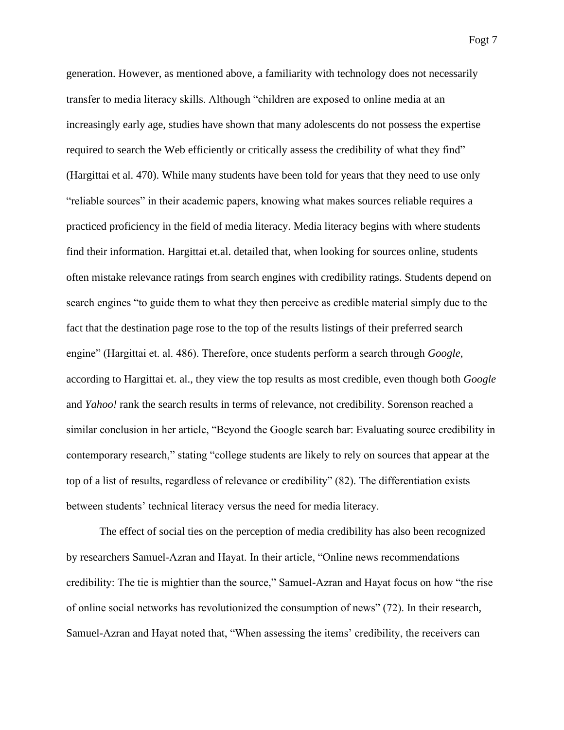generation. However, as mentioned above, a familiarity with technology does not necessarily transfer to media literacy skills. Although "children are exposed to online media at an increasingly early age, studies have shown that many adolescents do not possess the expertise required to search the Web efficiently or critically assess the credibility of what they find" (Hargittai et al. 470). While many students have been told for years that they need to use only "reliable sources" in their academic papers, knowing what makes sources reliable requires a practiced proficiency in the field of media literacy. Media literacy begins with where students find their information. Hargittai et.al. detailed that, when looking for sources online, students often mistake relevance ratings from search engines with credibility ratings. Students depend on search engines "to guide them to what they then perceive as credible material simply due to the fact that the destination page rose to the top of the results listings of their preferred search engine" (Hargittai et. al. 486). Therefore, once students perform a search through *Google*, according to Hargittai et. al., they view the top results as most credible, even though both *Google* and *Yahoo!* rank the search results in terms of relevance, not credibility. Sorenson reached a similar conclusion in her article, "Beyond the Google search bar: Evaluating source credibility in contemporary research," stating "college students are likely to rely on sources that appear at the top of a list of results, regardless of relevance or credibility" (82). The differentiation exists between students' technical literacy versus the need for media literacy.

The effect of social ties on the perception of media credibility has also been recognized by researchers Samuel-Azran and Hayat. In their article, "Online news recommendations credibility: The tie is mightier than the source," Samuel-Azran and Hayat focus on how "the rise of online social networks has revolutionized the consumption of news" (72). In their research, Samuel-Azran and Hayat noted that, "When assessing the items' credibility, the receivers can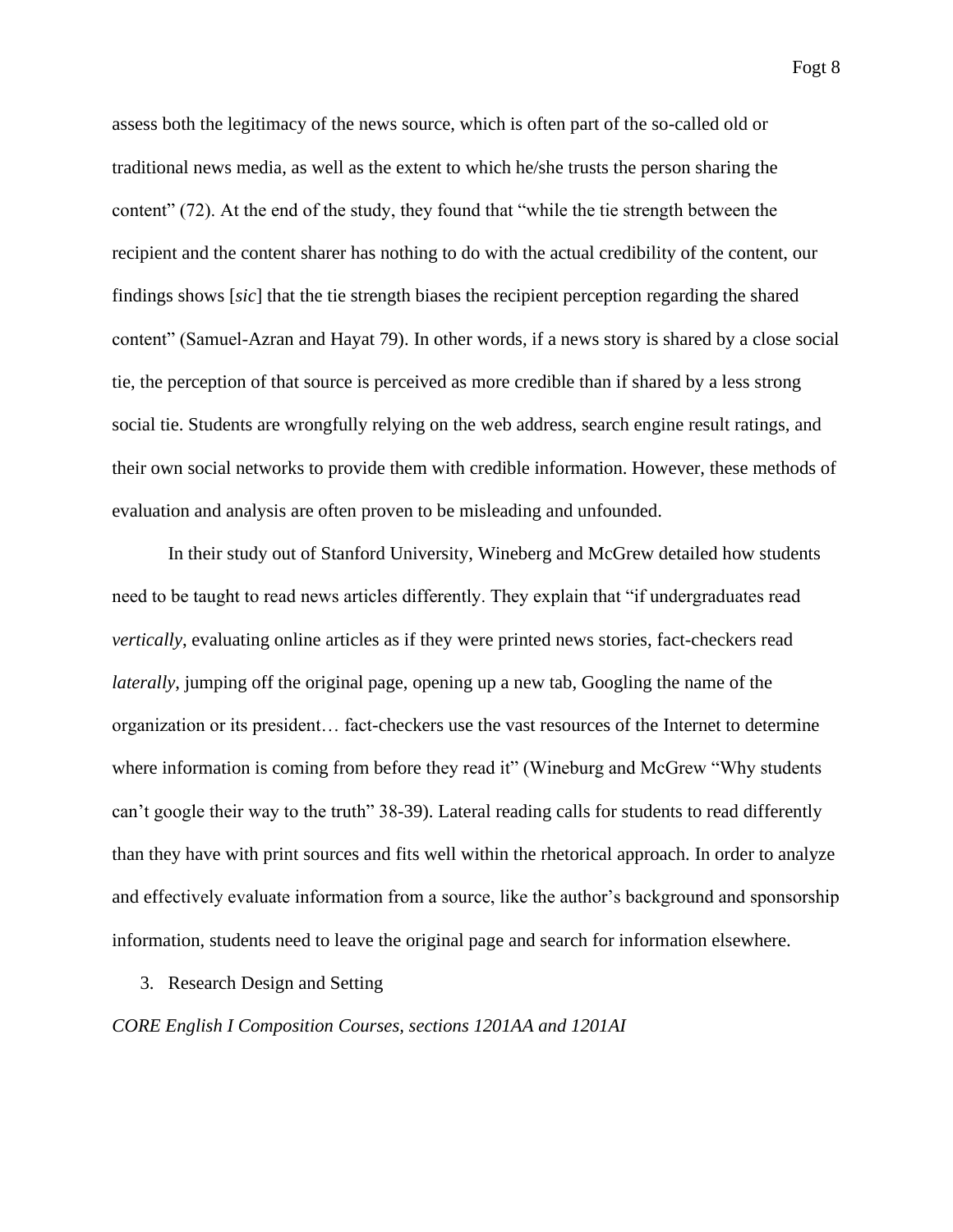assess both the legitimacy of the news source, which is often part of the so-called old or traditional news media, as well as the extent to which he/she trusts the person sharing the content" (72). At the end of the study, they found that "while the tie strength between the recipient and the content sharer has nothing to do with the actual credibility of the content, our findings shows [*sic*] that the tie strength biases the recipient perception regarding the shared content" (Samuel-Azran and Hayat 79). In other words, if a news story is shared by a close social tie, the perception of that source is perceived as more credible than if shared by a less strong social tie. Students are wrongfully relying on the web address, search engine result ratings, and their own social networks to provide them with credible information. However, these methods of evaluation and analysis are often proven to be misleading and unfounded.

In their study out of Stanford University, Wineberg and McGrew detailed how students need to be taught to read news articles differently. They explain that "if undergraduates read *vertically*, evaluating online articles as if they were printed news stories, fact-checkers read *laterally*, jumping off the original page, opening up a new tab, Googling the name of the organization or its president… fact-checkers use the vast resources of the Internet to determine where information is coming from before they read it" (Wineburg and McGrew "Why students can't google their way to the truth" 38-39). Lateral reading calls for students to read differently than they have with print sources and fits well within the rhetorical approach. In order to analyze and effectively evaluate information from a source, like the author's background and sponsorship information, students need to leave the original page and search for information elsewhere.

3. Research Design and Setting

*CORE English I Composition Courses, sections 1201AA and 1201AI*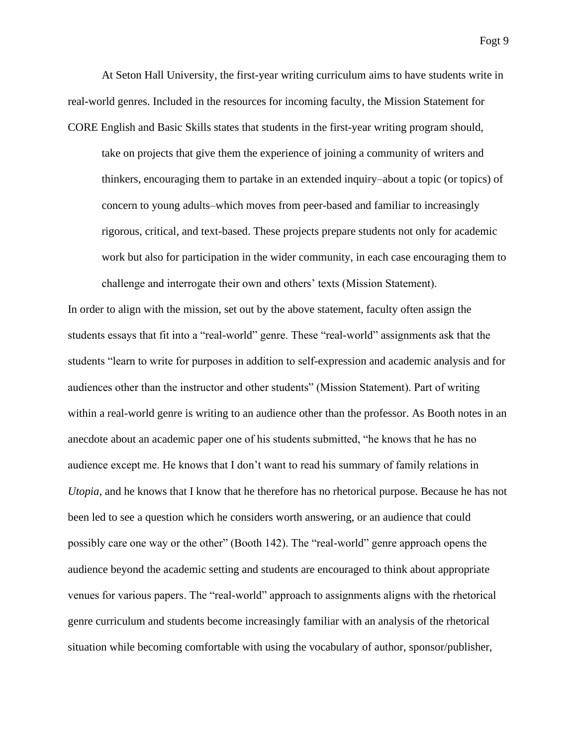At Seton Hall University, the first-year writing curriculum aims to have students write in real-world genres. Included in the resources for incoming faculty, the Mission Statement for CORE English and Basic Skills states that students in the first-year writing program should,

> take on projects that give them the experience of joining a community of writers and thinkers, encouraging them to partake in an extended inquiry–about a topic (or topics) of concern to young adults–which moves from peer-based and familiar to increasingly rigorous, critical, and text-based. These projects prepare students not only for academic work but also for participation in the wider community, in each case encouraging them to challenge and interrogate their own and others' texts (Mission Statement).

In order to align with the mission, set out by the above statement, faculty often assign the students essays that fit into a "real-world" genre. These "real-world" assignments ask that the students "learn to write for purposes in addition to self-expression and academic analysis and for audiences other than the instructor and other students" (Mission Statement). Part of writing within a real-world genre is writing to an audience other than the professor. As Booth notes in an anecdote about an academic paper one of his students submitted, "he knows that he has no audience except me. He knows that I don't want to read his summary of family relations in *Utopia*, and he knows that I know that he therefore has no rhetorical purpose. Because he has not been led to see a question which he considers worth answering, or an audience that could possibly care one way or the other" (Booth 142). The "real-world" genre approach opens the audience beyond the academic setting and students are encouraged to think about appropriate venues for various papers. The "real-world" approach to assignments aligns with the rhetorical genre curriculum and students become increasingly familiar with an analysis of the rhetorical situation while becoming comfortable with using the vocabulary of author, sponsor/publisher,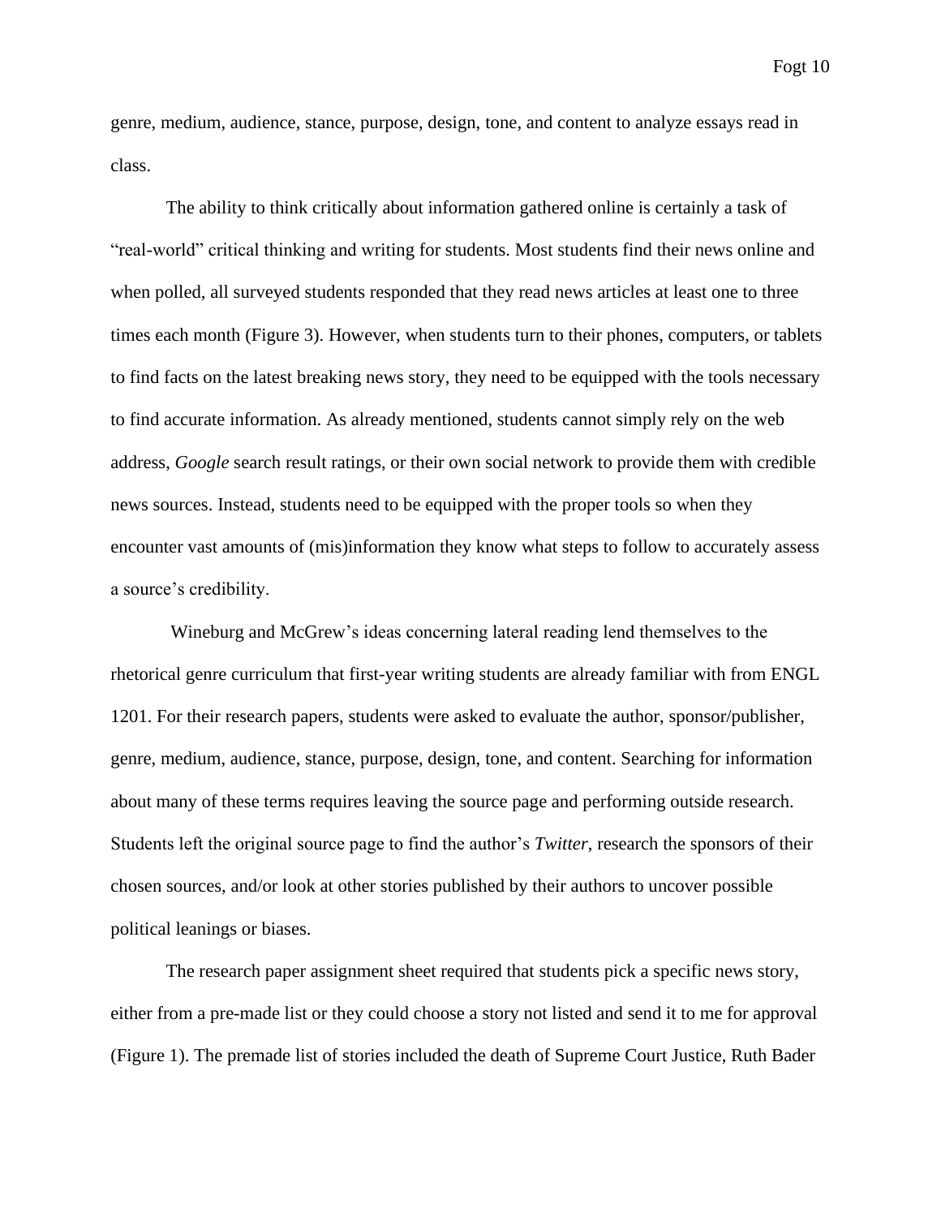genre, medium, audience, stance, purpose, design, tone, and content to analyze essays read in class.

The ability to think critically about information gathered online is certainly a task of "real-world" critical thinking and writing for students. Most students find their news online and when polled, all surveyed students responded that they read news articles at least one to three times each month (Figure 3). However, when students turn to their phones, computers, or tablets to find facts on the latest breaking news story, they need to be equipped with the tools necessary to find accurate information. As already mentioned, students cannot simply rely on the web address, *Google* search result ratings, or their own social network to provide them with credible news sources. Instead, students need to be equipped with the proper tools so when they encounter vast amounts of (mis)information they know what steps to follow to accurately assess a source's credibility.

Wineburg and McGrew's ideas concerning lateral reading lend themselves to the rhetorical genre curriculum that first-year writing students are already familiar with from ENGL 1201. For their research papers, students were asked to evaluate the author, sponsor/publisher, genre, medium, audience, stance, purpose, design, tone, and content. Searching for information about many of these terms requires leaving the source page and performing outside research. Students left the original source page to find the author's *Twitter*, research the sponsors of their chosen sources, and/or look at other stories published by their authors to uncover possible political leanings or biases.

The research paper assignment sheet required that students pick a specific news story, either from a pre-made list or they could choose a story not listed and send it to me for approval (Figure 1). The premade list of stories included the death of Supreme Court Justice, Ruth Bader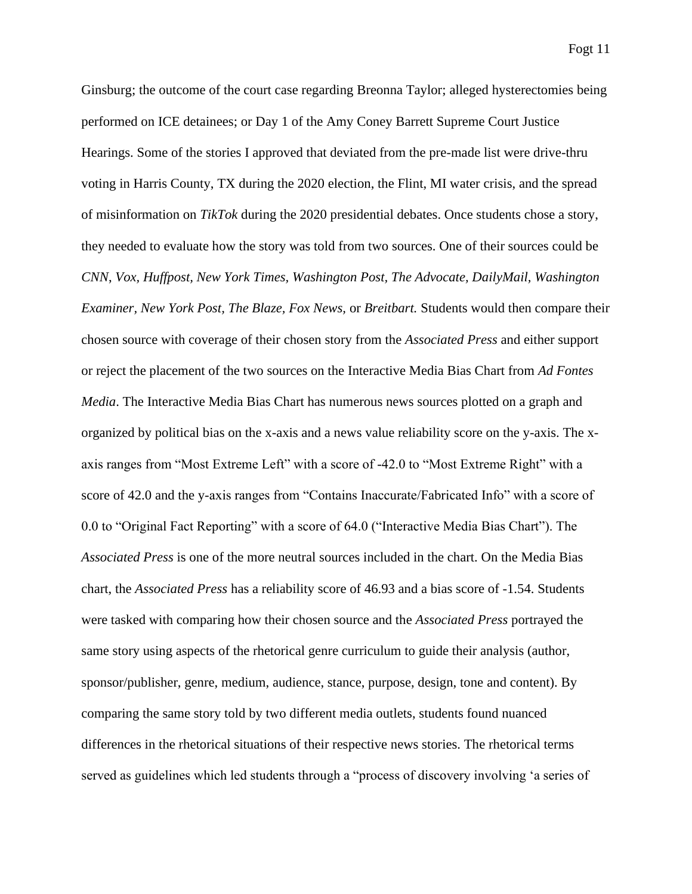Ginsburg; the outcome of the court case regarding Breonna Taylor; alleged hysterectomies being performed on ICE detainees; or Day 1 of the Amy Coney Barrett Supreme Court Justice Hearings. Some of the stories I approved that deviated from the pre-made list were drive-thru voting in Harris County, TX during the 2020 election, the Flint, MI water crisis, and the spread of misinformation on *TikTok* during the 2020 presidential debates. Once students chose a story, they needed to evaluate how the story was told from two sources. One of their sources could be *CNN*, *Vox, Huffpost, New York Times, Washington Post, The Advocate, DailyMail, Washington Examiner, New York Post, The Blaze, Fox News,* or *Breitbart.* Students would then compare their chosen source with coverage of their chosen story from the *Associated Press* and either support or reject the placement of the two sources on the Interactive Media Bias Chart from *Ad Fontes Media*. The Interactive Media Bias Chart has numerous news sources plotted on a graph and organized by political bias on the x-axis and a news value reliability score on the y-axis. The x-axis ranges from "Most Extreme Left" with a score of -42.0 to "Most Extreme Right" with a score of 42.0 and the y-axis ranges from "Contains Inaccurate/Fabricated Info" with a score of 0.0 to "Original Fact Reporting" with a score of 64.0 ("Interactive Media Bias Chart"). The *Associated Press* is one of the more neutral sources included in the chart. On the Media Bias chart, the *Associated Press* has a reliability score of 46.93 and a bias score of -1.54. Students were tasked with comparing how their chosen source and the *Associated Press* portrayed the same story using aspects of the rhetorical genre curriculum to guide their analysis (author, sponsor/publisher, genre, medium, audience, stance, purpose, design, tone and content). By comparing the same story told by two different media outlets, students found nuanced differences in the rhetorical situations of their respective news stories. The rhetorical terms served as guidelines which led students through a "process of discovery involving 'a series of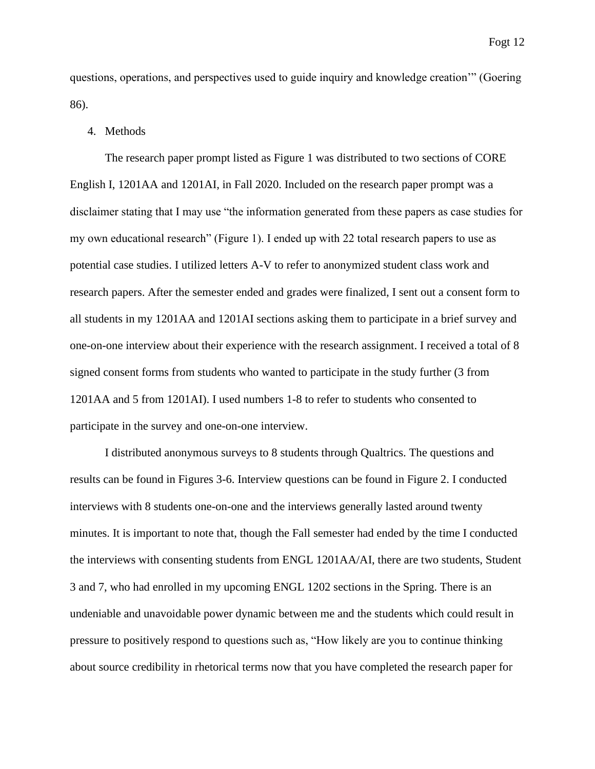questions, operations, and perspectives used to guide inquiry and knowledge creation'" (Goering 86).

4. Methods

The research paper prompt listed as Figure 1 was distributed to two sections of CORE English I, 1201AA and 1201AI, in Fall 2020. Included on the research paper prompt was a disclaimer stating that I may use "the information generated from these papers as case studies for my own educational research" (Figure 1). I ended up with 22 total research papers to use as potential case studies. I utilized letters A-V to refer to anonymized student class work and research papers. After the semester ended and grades were finalized, I sent out a consent form to all students in my 1201AA and 1201AI sections asking them to participate in a brief survey and one-on-one interview about their experience with the research assignment. I received a total of 8 signed consent forms from students who wanted to participate in the study further (3 from 1201AA and 5 from 1201AI). I used numbers 1-8 to refer to students who consented to participate in the survey and one-on-one interview.

I distributed anonymous surveys to 8 students through Qualtrics. The questions and results can be found in Figures 3-6. Interview questions can be found in Figure 2. I conducted interviews with 8 students one-on-one and the interviews generally lasted around twenty minutes. It is important to note that, though the Fall semester had ended by the time I conducted the interviews with consenting students from ENGL 1201AA/AI, there are two students, Student 3 and 7, who had enrolled in my upcoming ENGL 1202 sections in the Spring. There is an undeniable and unavoidable power dynamic between me and the students which could result in pressure to positively respond to questions such as, "How likely are you to continue thinking about source credibility in rhetorical terms now that you have completed the research paper for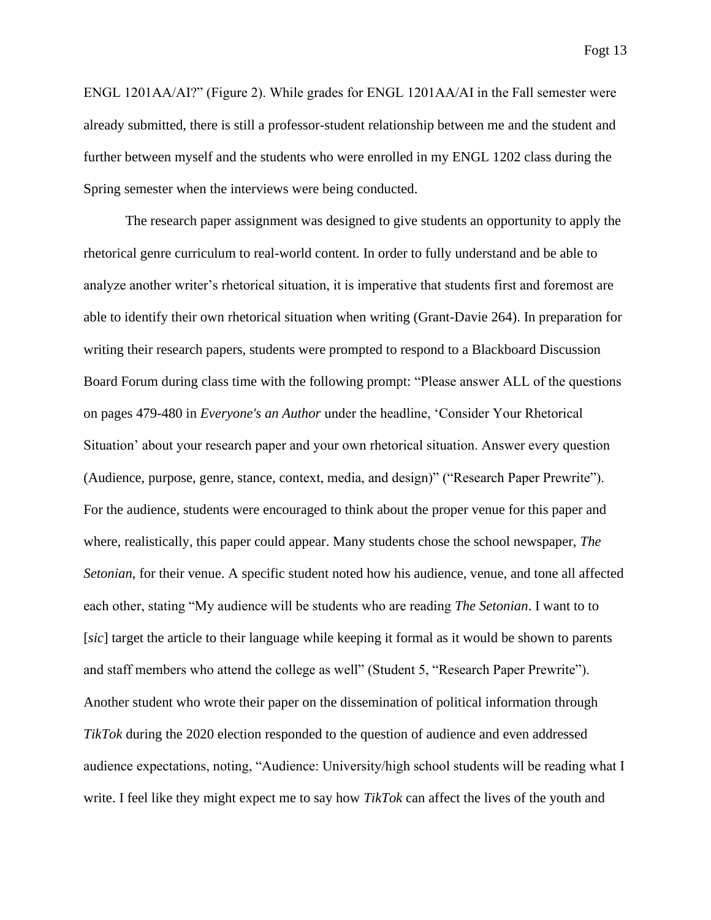ENGL 1201AA/AI?" (Figure 2). While grades for ENGL 1201AA/AI in the Fall semester were already submitted, there is still a professor-student relationship between me and the student and further between myself and the students who were enrolled in my ENGL 1202 class during the Spring semester when the interviews were being conducted.

The research paper assignment was designed to give students an opportunity to apply the rhetorical genre curriculum to real-world content. In order to fully understand and be able to analyze another writer's rhetorical situation, it is imperative that students first and foremost are able to identify their own rhetorical situation when writing (Grant-Davie 264). In preparation for writing their research papers, students were prompted to respond to a Blackboard Discussion Board Forum during class time with the following prompt: "Please answer ALL of the questions on pages 479-480 in *Everyone's an Author* under the headline, 'Consider Your Rhetorical Situation' about your research paper and your own rhetorical situation. Answer every question (Audience, purpose, genre, stance, context, media, and design)" ("Research Paper Prewrite"). For the audience, students were encouraged to think about the proper venue for this paper and where, realistically, this paper could appear. Many students chose the school newspaper, *The Setonian*, for their venue. A specific student noted how his audience, venue, and tone all affected each other, stating "My audience will be students who are reading *The Setonian*. I want to to [*sic*] target the article to their language while keeping it formal as it would be shown to parents and staff members who attend the college as well" (Student 5, "Research Paper Prewrite"). Another student who wrote their paper on the dissemination of political information through *TikTok* during the 2020 election responded to the question of audience and even addressed audience expectations, noting, "Audience: University/high school students will be reading what I write. I feel like they might expect me to say how *TikTok* can affect the lives of the youth and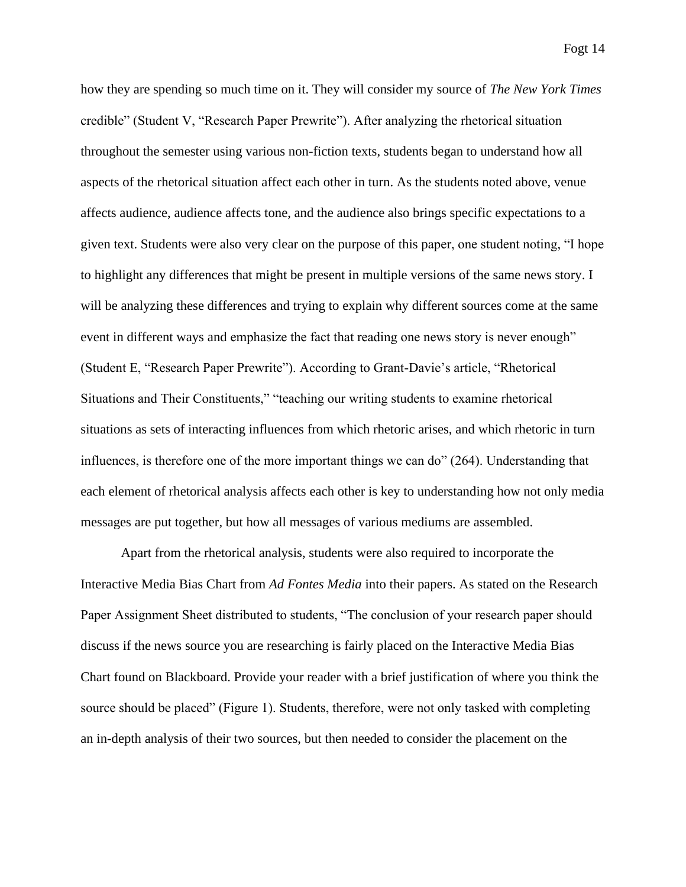how they are spending so much time on it. They will consider my source of *The New York Times* credible" (Student V, "Research Paper Prewrite"). After analyzing the rhetorical situation throughout the semester using various non-fiction texts, students began to understand how all aspects of the rhetorical situation affect each other in turn. As the students noted above, venue affects audience, audience affects tone, and the audience also brings specific expectations to a given text. Students were also very clear on the purpose of this paper, one student noting, "I hope to highlight any differences that might be present in multiple versions of the same news story. I will be analyzing these differences and trying to explain why different sources come at the same event in different ways and emphasize the fact that reading one news story is never enough" (Student E, "Research Paper Prewrite"). According to Grant-Davie's article, "Rhetorical Situations and Their Constituents," "teaching our writing students to examine rhetorical situations as sets of interacting influences from which rhetoric arises, and which rhetoric in turn influences, is therefore one of the more important things we can do" (264). Understanding that each element of rhetorical analysis affects each other is key to understanding how not only media messages are put together, but how all messages of various mediums are assembled.

Apart from the rhetorical analysis, students were also required to incorporate the Interactive Media Bias Chart from *Ad Fontes Media* into their papers. As stated on the Research Paper Assignment Sheet distributed to students, "The conclusion of your research paper should discuss if the news source you are researching is fairly placed on the Interactive Media Bias Chart found on Blackboard. Provide your reader with a brief justification of where you think the source should be placed" (Figure 1). Students, therefore, were not only tasked with completing an in-depth analysis of their two sources, but then needed to consider the placement on the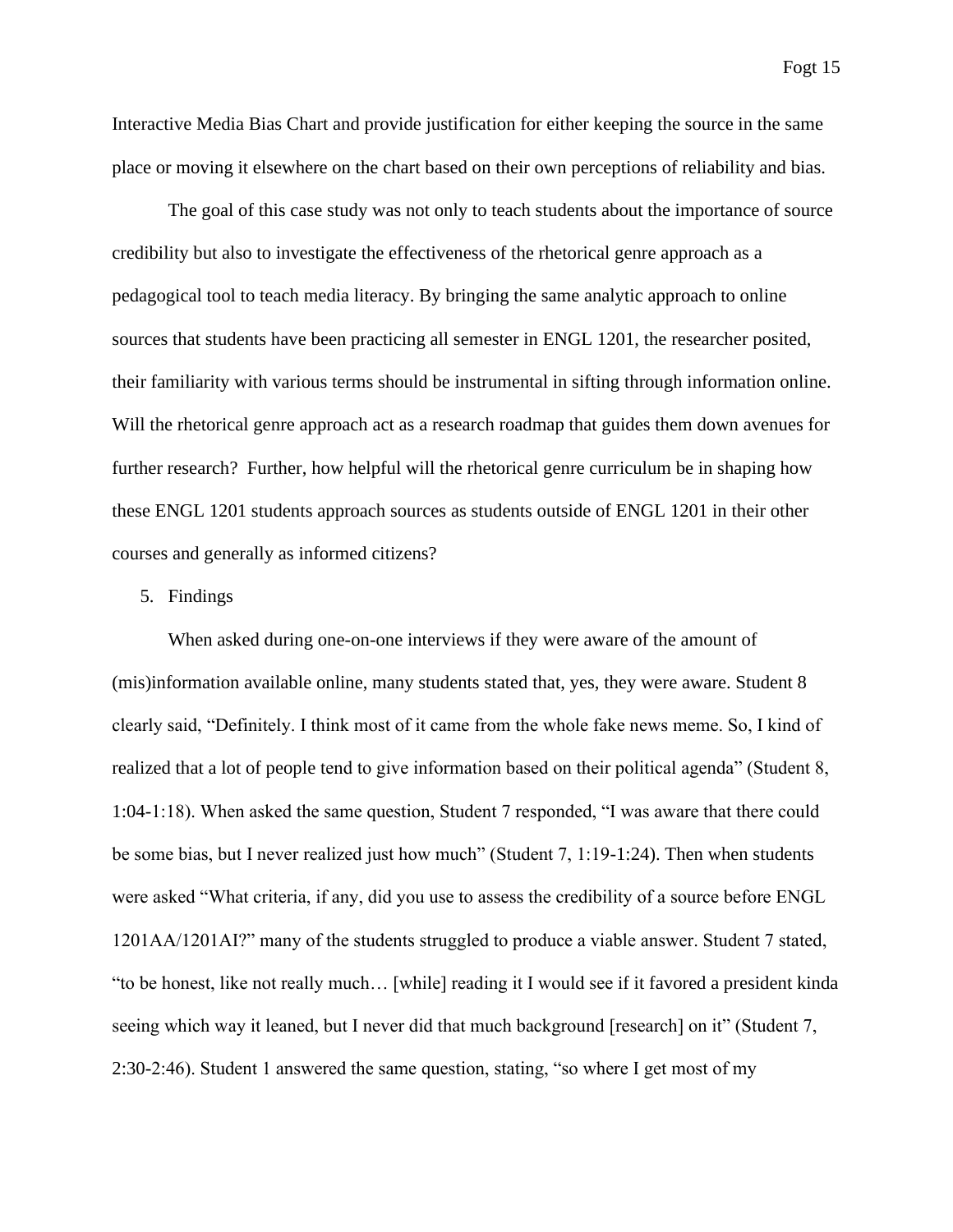Interactive Media Bias Chart and provide justification for either keeping the source in the same place or moving it elsewhere on the chart based on their own perceptions of reliability and bias.

The goal of this case study was not only to teach students about the importance of source credibility but also to investigate the effectiveness of the rhetorical genre approach as a pedagogical tool to teach media literacy. By bringing the same analytic approach to online sources that students have been practicing all semester in ENGL 1201, the researcher posited, their familiarity with various terms should be instrumental in sifting through information online. Will the rhetorical genre approach act as a research roadmap that guides them down avenues for further research? Further, how helpful will the rhetorical genre curriculum be in shaping how these ENGL 1201 students approach sources as students outside of ENGL 1201 in their other courses and generally as informed citizens?

5. Findings

When asked during one-on-one interviews if they were aware of the amount of (mis)information available online, many students stated that, yes, they were aware. Student 8 clearly said, "Definitely. I think most of it came from the whole fake news meme. So, I kind of realized that a lot of people tend to give information based on their political agenda" (Student 8, 1:04-1:18). When asked the same question, Student 7 responded, "I was aware that there could be some bias, but I never realized just how much" (Student 7, 1:19-1:24). Then when students were asked "What criteria, if any, did you use to assess the credibility of a source before ENGL 1201AA/1201AI?" many of the students struggled to produce a viable answer. Student 7 stated, "to be honest, like not really much… [while] reading it I would see if it favored a president kinda seeing which way it leaned, but I never did that much background [research] on it" (Student 7, 2:30-2:46). Student 1 answered the same question, stating, "so where I get most of my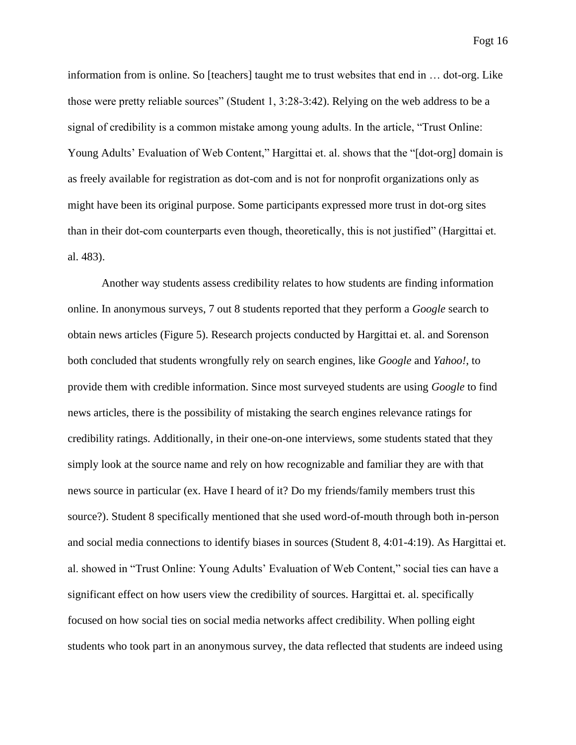information from is online. So [teachers] taught me to trust websites that end in … dot-org. Like those were pretty reliable sources" (Student 1, 3:28-3:42). Relying on the web address to be a signal of credibility is a common mistake among young adults. In the article, "Trust Online: Young Adults' Evaluation of Web Content," Hargittai et. al. shows that the "[dot-org] domain is as freely available for registration as dot-com and is not for nonprofit organizations only as might have been its original purpose. Some participants expressed more trust in dot-org sites than in their dot-com counterparts even though, theoretically, this is not justified" (Hargittai et. al. 483).

Another way students assess credibility relates to how students are finding information online. In anonymous surveys, 7 out 8 students reported that they perform a *Google* search to obtain news articles (Figure 5). Research projects conducted by Hargittai et. al. and Sorenson both concluded that students wrongfully rely on search engines, like *Google* and *Yahoo!*, to provide them with credible information. Since most surveyed students are using *Google* to find news articles, there is the possibility of mistaking the search engines relevance ratings for credibility ratings. Additionally, in their one-on-one interviews, some students stated that they simply look at the source name and rely on how recognizable and familiar they are with that news source in particular (ex. Have I heard of it? Do my friends/family members trust this source?). Student 8 specifically mentioned that she used word-of-mouth through both in-person and social media connections to identify biases in sources (Student 8, 4:01-4:19). As Hargittai et. al. showed in "Trust Online: Young Adults' Evaluation of Web Content," social ties can have a significant effect on how users view the credibility of sources. Hargittai et. al. specifically focused on how social ties on social media networks affect credibility. When polling eight students who took part in an anonymous survey, the data reflected that students are indeed using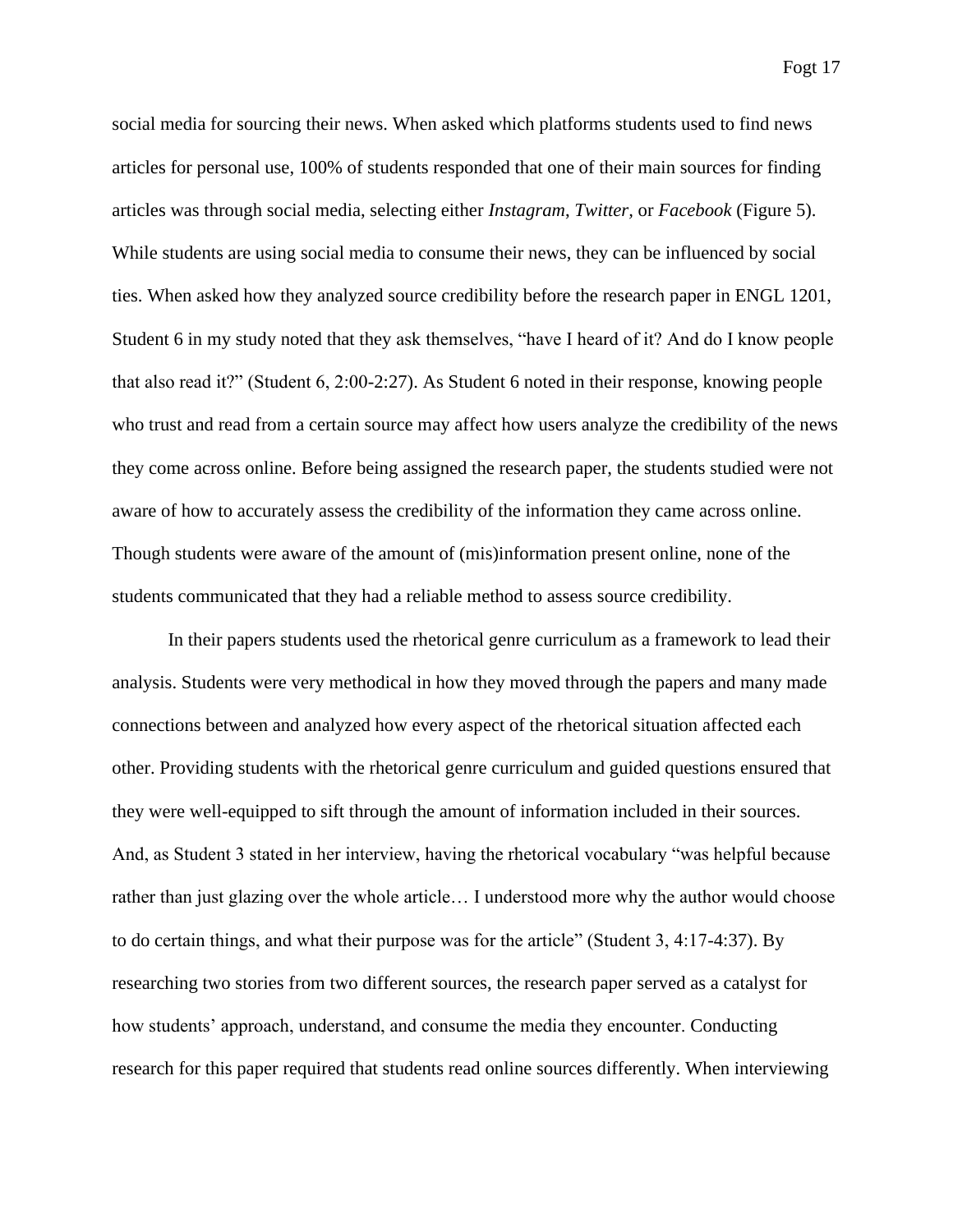social media for sourcing their news. When asked which platforms students used to find news articles for personal use, 100% of students responded that one of their main sources for finding articles was through social media, selecting either *Instagram*, *Twitter*, or *Facebook* (Figure 5). While students are using social media to consume their news, they can be influenced by social ties. When asked how they analyzed source credibility before the research paper in ENGL 1201, Student 6 in my study noted that they ask themselves, "have I heard of it? And do I know people that also read it?" (Student 6, 2:00-2:27). As Student 6 noted in their response, knowing people who trust and read from a certain source may affect how users analyze the credibility of the news they come across online. Before being assigned the research paper, the students studied were not aware of how to accurately assess the credibility of the information they came across online. Though students were aware of the amount of (mis)information present online, none of the students communicated that they had a reliable method to assess source credibility.

In their papers students used the rhetorical genre curriculum as a framework to lead their analysis. Students were very methodical in how they moved through the papers and many made connections between and analyzed how every aspect of the rhetorical situation affected each other. Providing students with the rhetorical genre curriculum and guided questions ensured that they were well-equipped to sift through the amount of information included in their sources. And, as Student 3 stated in her interview, having the rhetorical vocabulary "was helpful because rather than just glazing over the whole article… I understood more why the author would choose to do certain things, and what their purpose was for the article" (Student 3, 4:17-4:37). By researching two stories from two different sources, the research paper served as a catalyst for how students' approach, understand, and consume the media they encounter. Conducting research for this paper required that students read online sources differently. When interviewing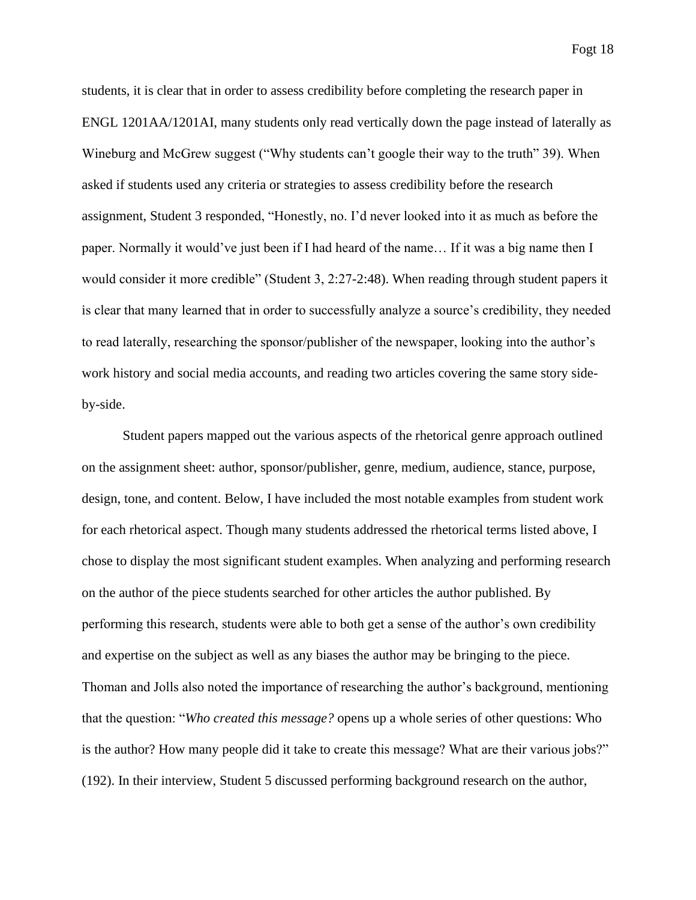students, it is clear that in order to assess credibility before completing the research paper in ENGL 1201AA/1201AI, many students only read vertically down the page instead of laterally as Wineburg and McGrew suggest ("Why students can't google their way to the truth" 39). When asked if students used any criteria or strategies to assess credibility before the research assignment, Student 3 responded, "Honestly, no. I'd never looked into it as much as before the paper. Normally it would've just been if I had heard of the name… If it was a big name then I would consider it more credible" (Student 3, 2:27-2:48). When reading through student papers it is clear that many learned that in order to successfully analyze a source's credibility, they needed to read laterally, researching the sponsor/publisher of the newspaper, looking into the author's work history and social media accounts, and reading two articles covering the same story side-by-side.

Student papers mapped out the various aspects of the rhetorical genre approach outlined on the assignment sheet: author, sponsor/publisher, genre, medium, audience, stance, purpose, design, tone, and content. Below, I have included the most notable examples from student work for each rhetorical aspect. Though many students addressed the rhetorical terms listed above, I chose to display the most significant student examples. When analyzing and performing research on the author of the piece students searched for other articles the author published. By performing this research, students were able to both get a sense of the author's own credibility and expertise on the subject as well as any biases the author may be bringing to the piece. Thoman and Jolls also noted the importance of researching the author's background, mentioning that the question: "*Who created this message?* opens up a whole series of other questions: Who is the author? How many people did it take to create this message? What are their various jobs?" (192). In their interview, Student 5 discussed performing background research on the author,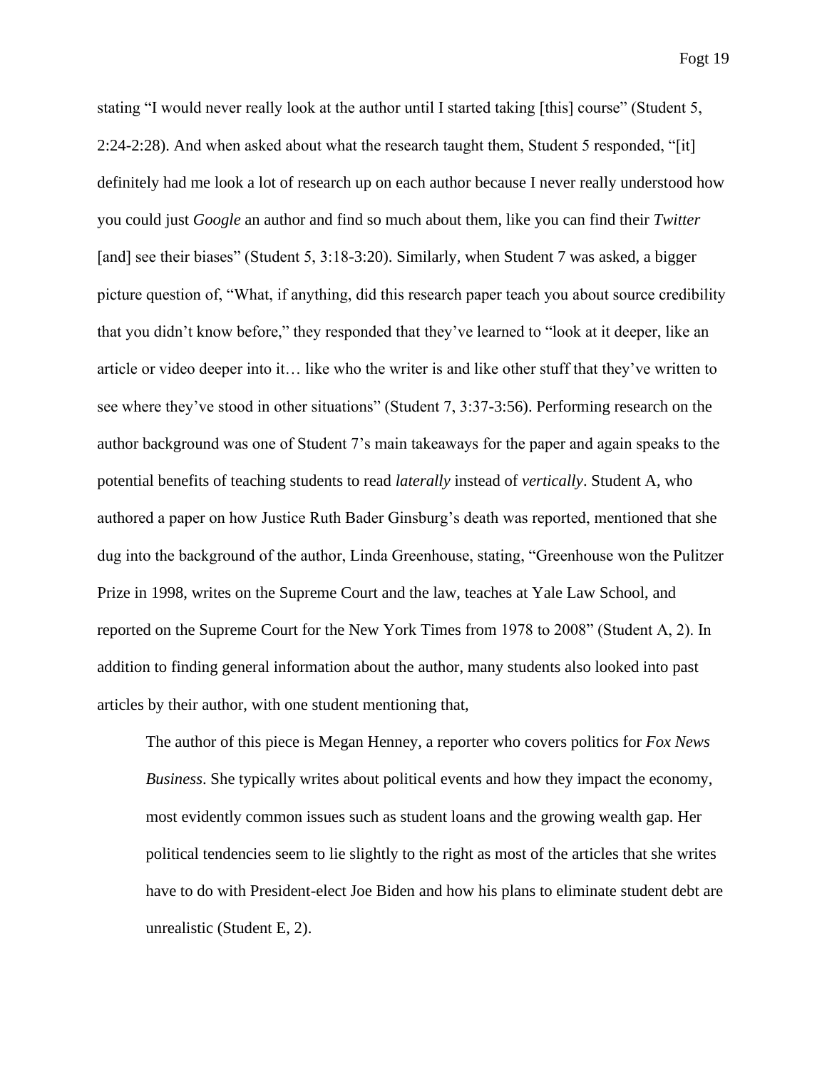stating "I would never really look at the author until I started taking [this] course" (Student 5, 2:24-2:28). And when asked about what the research taught them, Student 5 responded, "[it] definitely had me look a lot of research up on each author because I never really understood how you could just *Google* an author and find so much about them, like you can find their *Twitter* [and] see their biases" (Student 5, 3:18-3:20). Similarly, when Student 7 was asked, a bigger picture question of, "What, if anything, did this research paper teach you about source credibility that you didn't know before," they responded that they've learned to "look at it deeper, like an article or video deeper into it… like who the writer is and like other stuff that they've written to see where they've stood in other situations" (Student 7, 3:37-3:56). Performing research on the author background was one of Student 7's main takeaways for the paper and again speaks to the potential benefits of teaching students to read *laterally* instead of *vertically*. Student A, who authored a paper on how Justice Ruth Bader Ginsburg's death was reported, mentioned that she dug into the background of the author, Linda Greenhouse, stating, "Greenhouse won the Pulitzer Prize in 1998, writes on the Supreme Court and the law, teaches at Yale Law School, and reported on the Supreme Court for the New York Times from 1978 to 2008" (Student A, 2). In addition to finding general information about the author, many students also looked into past articles by their author, with one student mentioning that,

> The author of this piece is Megan Henney, a reporter who covers politics for *Fox News Business*. She typically writes about political events and how they impact the economy, most evidently common issues such as student loans and the growing wealth gap. Her political tendencies seem to lie slightly to the right as most of the articles that she writes have to do with President-elect Joe Biden and how his plans to eliminate student debt are unrealistic (Student E, 2).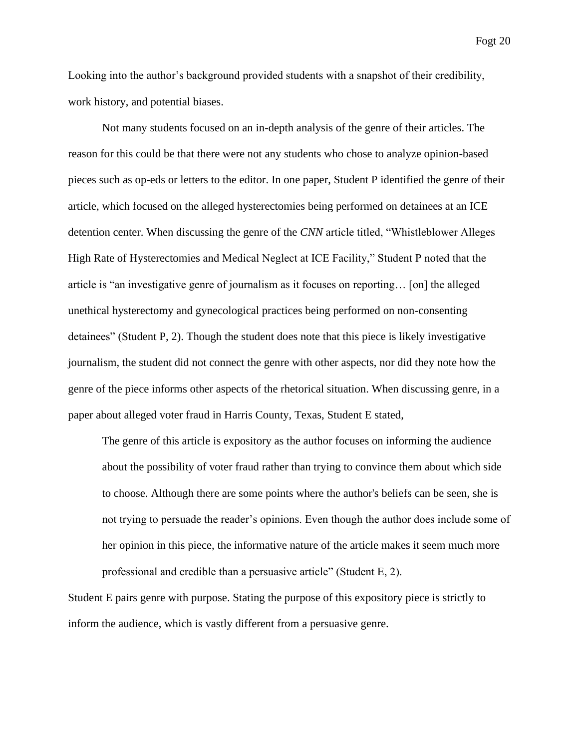Looking into the author's background provided students with a snapshot of their credibility, work history, and potential biases.

Not many students focused on an in-depth analysis of the genre of their articles. The reason for this could be that there were not any students who chose to analyze opinion-based pieces such as op-eds or letters to the editor. In one paper, Student P identified the genre of their article, which focused on the alleged hysterectomies being performed on detainees at an ICE detention center. When discussing the genre of the *CNN* article titled, "Whistleblower Alleges High Rate of Hysterectomies and Medical Neglect at ICE Facility," Student P noted that the article is "an investigative genre of journalism as it focuses on reporting… [on] the alleged unethical hysterectomy and gynecological practices being performed on non-consenting detainees" (Student P, 2). Though the student does note that this piece is likely investigative journalism, the student did not connect the genre with other aspects, nor did they note how the genre of the piece informs other aspects of the rhetorical situation. When discussing genre, in a paper about alleged voter fraud in Harris County, Texas, Student E stated,

> The genre of this article is expository as the author focuses on informing the audience about the possibility of voter fraud rather than trying to convince them about which side to choose. Although there are some points where the author's beliefs can be seen, she is not trying to persuade the reader's opinions. Even though the author does include some of her opinion in this piece, the informative nature of the article makes it seem much more professional and credible than a persuasive article" (Student E, 2).

Student E pairs genre with purpose. Stating the purpose of this expository piece is strictly to inform the audience, which is vastly different from a persuasive genre.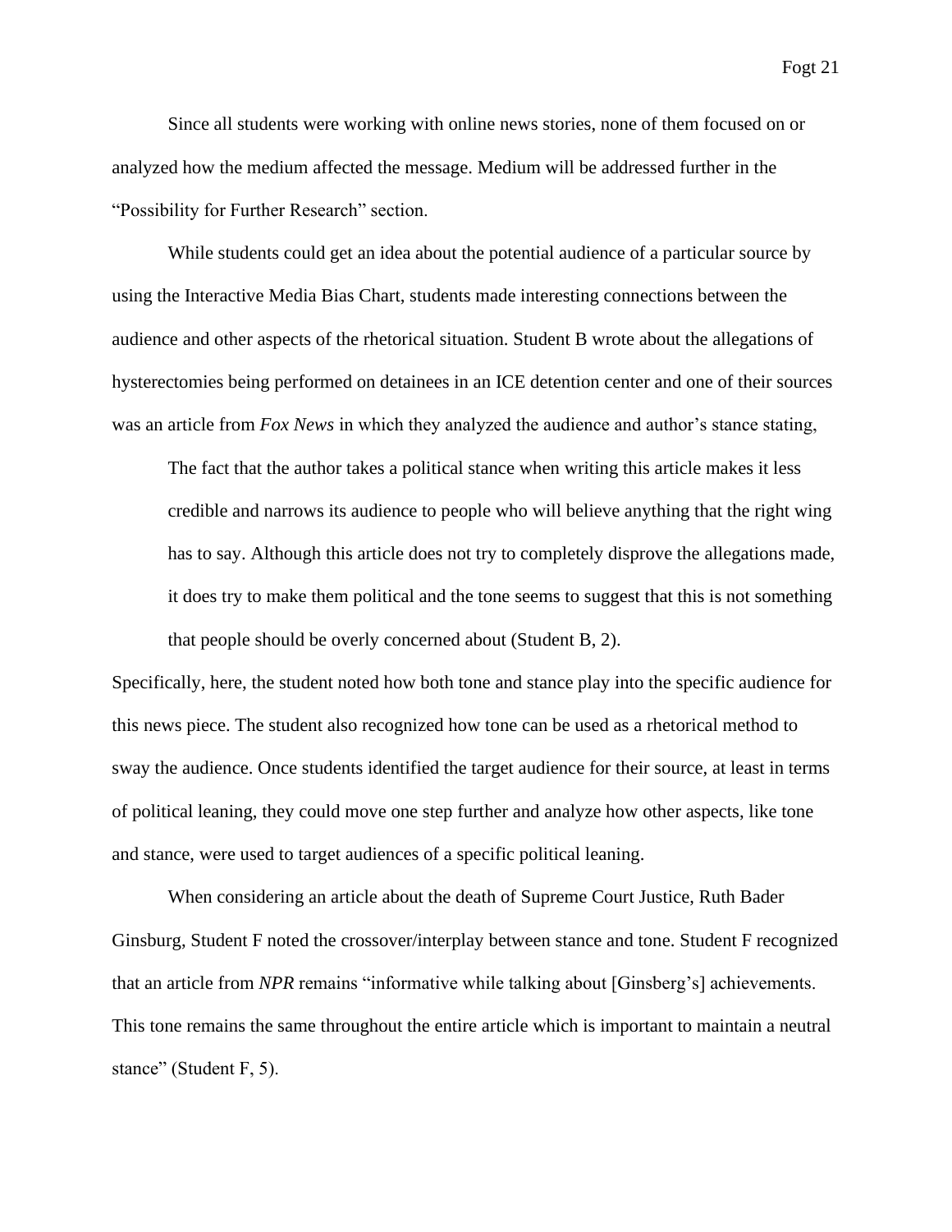Since all students were working with online news stories, none of them focused on or analyzed how the medium affected the message. Medium will be addressed further in the "Possibility for Further Research" section.

While students could get an idea about the potential audience of a particular source by using the Interactive Media Bias Chart, students made interesting connections between the audience and other aspects of the rhetorical situation. Student B wrote about the allegations of hysterectomies being performed on detainees in an ICE detention center and one of their sources was an article from *Fox News* in which they analyzed the audience and author's stance stating,

> The fact that the author takes a political stance when writing this article makes it less credible and narrows its audience to people who will believe anything that the right wing has to say. Although this article does not try to completely disprove the allegations made, it does try to make them political and the tone seems to suggest that this is not something that people should be overly concerned about (Student B, 2).

Specifically, here, the student noted how both tone and stance play into the specific audience for this news piece. The student also recognized how tone can be used as a rhetorical method to sway the audience. Once students identified the target audience for their source, at least in terms of political leaning, they could move one step further and analyze how other aspects, like tone and stance, were used to target audiences of a specific political leaning.

When considering an article about the death of Supreme Court Justice, Ruth Bader Ginsburg, Student F noted the crossover/interplay between stance and tone. Student F recognized that an article from *NPR* remains "informative while talking about [Ginsberg's] achievements. This tone remains the same throughout the entire article which is important to maintain a neutral stance" (Student F, 5).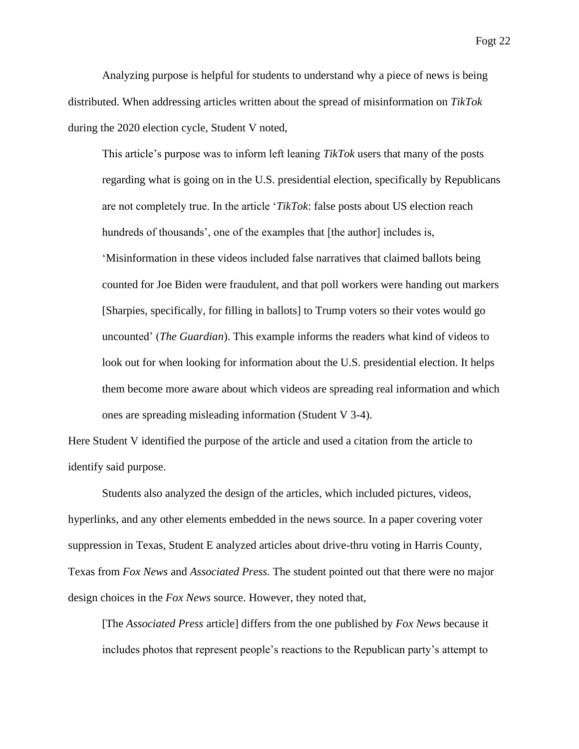Analyzing purpose is helpful for students to understand why a piece of news is being distributed. When addressing articles written about the spread of misinformation on *TikTok* during the 2020 election cycle, Student V noted,

> This article's purpose was to inform left leaning *TikTok* users that many of the posts regarding what is going on in the U.S. presidential election, specifically by Republicans are not completely true. In the article '*TikTok*: false posts about US election reach hundreds of thousands', one of the examples that [the author] includes is, 'Misinformation in these videos included false narratives that claimed ballots being counted for Joe Biden were fraudulent, and that poll workers were handing out markers [Sharpies, specifically, for filling in ballots] to Trump voters so their votes would go uncounted' (*The Guardian*). This example informs the readers what kind of videos to look out for when looking for information about the U.S. presidential election. It helps them become more aware about which videos are spreading real information and which ones are spreading misleading information (Student V 3-4).

Here Student V identified the purpose of the article and used a citation from the article to identify said purpose.

Students also analyzed the design of the articles, which included pictures, videos, hyperlinks, and any other elements embedded in the news source. In a paper covering voter suppression in Texas, Student E analyzed articles about drive-thru voting in Harris County, Texas from *Fox News* and *Associated Press.* The student pointed out that there were no major design choices in the *Fox News* source. However, they noted that,

> [The *Associated Press* article] differs from the one published by *Fox News* because it includes photos that represent people's reactions to the Republican party's attempt to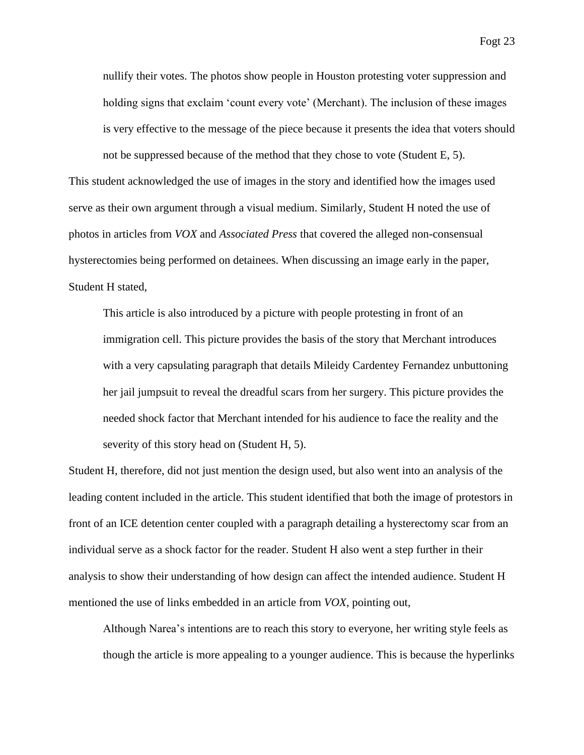> nullify their votes. The photos show people in Houston protesting voter suppression and holding signs that exclaim 'count every vote' (Merchant). The inclusion of these images is very effective to the message of the piece because it presents the idea that voters should not be suppressed because of the method that they chose to vote (Student E, 5).

This student acknowledged the use of images in the story and identified how the images used serve as their own argument through a visual medium. Similarly, Student H noted the use of photos in articles from *VOX* and *Associated Press* that covered the alleged non-consensual hysterectomies being performed on detainees. When discussing an image early in the paper, Student H stated,

> This article is also introduced by a picture with people protesting in front of an immigration cell. This picture provides the basis of the story that Merchant introduces with a very capsulating paragraph that details Mileidy Cardentey Fernandez unbuttoning her jail jumpsuit to reveal the dreadful scars from her surgery. This picture provides the needed shock factor that Merchant intended for his audience to face the reality and the severity of this story head on (Student H, 5).

Student H, therefore, did not just mention the design used, but also went into an analysis of the leading content included in the article. This student identified that both the image of protestors in front of an ICE detention center coupled with a paragraph detailing a hysterectomy scar from an individual serve as a shock factor for the reader. Student H also went a step further in their analysis to show their understanding of how design can affect the intended audience. Student H mentioned the use of links embedded in an article from *VOX*, pointing out,

> Although Narea's intentions are to reach this story to everyone, her writing style feels as though the article is more appealing to a younger audience. This is because the hyperlinks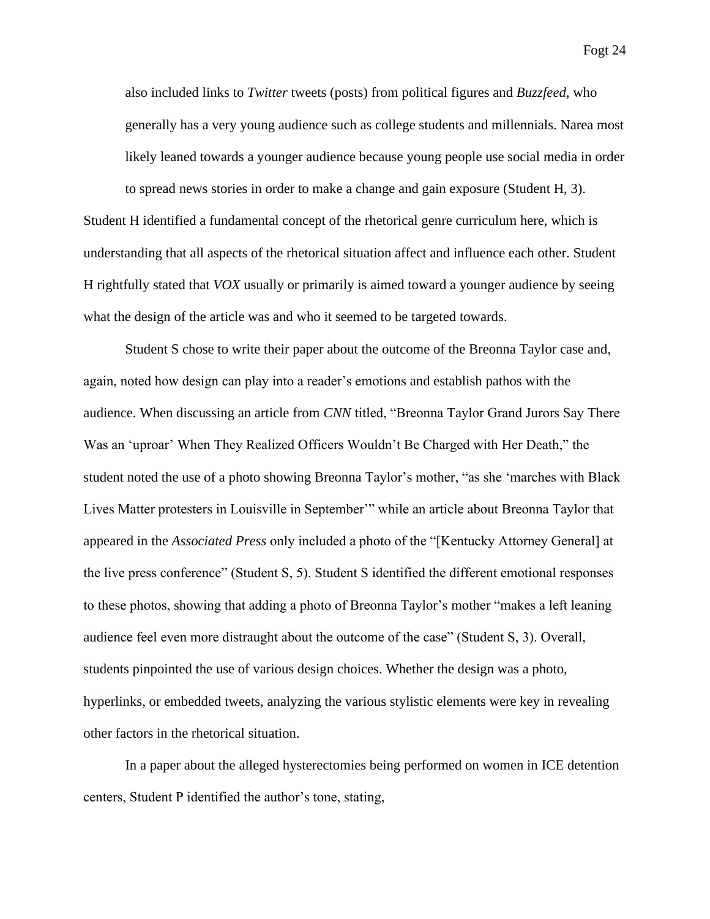> also included links to *Twitter* tweets (posts) from political figures and *Buzzfeed*, who generally has a very young audience such as college students and millennials. Narea most likely leaned towards a younger audience because young people use social media in order to spread news stories in order to make a change and gain exposure (Student H, 3).

Student H identified a fundamental concept of the rhetorical genre curriculum here, which is understanding that all aspects of the rhetorical situation affect and influence each other. Student H rightfully stated that *VOX* usually or primarily is aimed toward a younger audience by seeing what the design of the article was and who it seemed to be targeted towards.

Student S chose to write their paper about the outcome of the Breonna Taylor case and, again, noted how design can play into a reader's emotions and establish pathos with the audience. When discussing an article from *CNN* titled, "Breonna Taylor Grand Jurors Say There Was an 'uproar' When They Realized Officers Wouldn't Be Charged with Her Death," the student noted the use of a photo showing Breonna Taylor's mother, "as she 'marches with Black Lives Matter protesters in Louisville in September'" while an article about Breonna Taylor that appeared in the *Associated Press* only included a photo of the "[Kentucky Attorney General] at the live press conference" (Student S, 5). Student S identified the different emotional responses to these photos, showing that adding a photo of Breonna Taylor's mother "makes a left leaning audience feel even more distraught about the outcome of the case" (Student S, 3). Overall, students pinpointed the use of various design choices. Whether the design was a photo, hyperlinks, or embedded tweets, analyzing the various stylistic elements were key in revealing other factors in the rhetorical situation.

In a paper about the alleged hysterectomies being performed on women in ICE detention centers, Student P identified the author's tone, stating,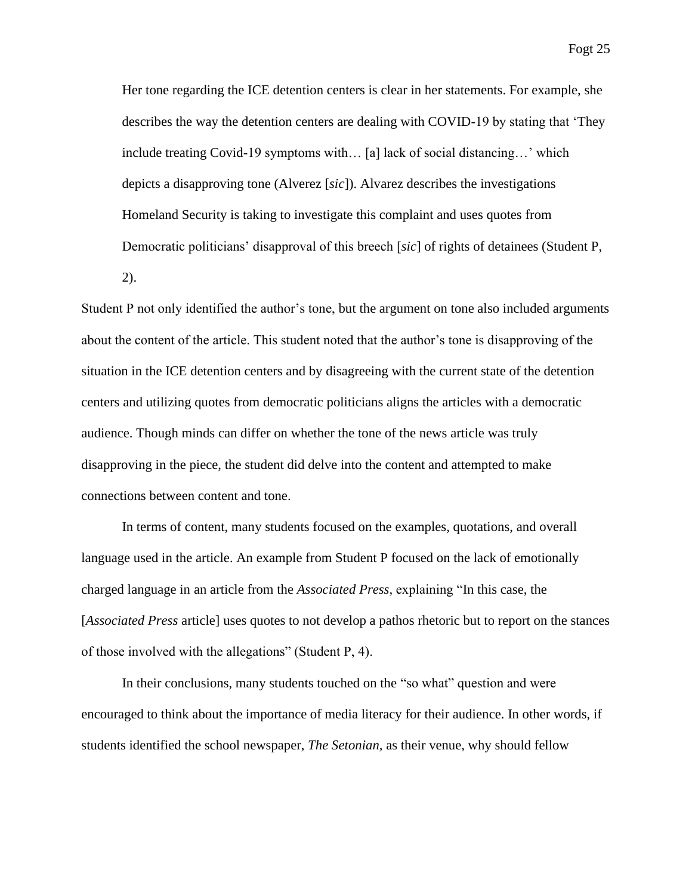> Her tone regarding the ICE detention centers is clear in her statements. For example, she describes the way the detention centers are dealing with COVID-19 by stating that 'They include treating Covid-19 symptoms with… [a] lack of social distancing…' which depicts a disapproving tone (Alverez [*sic*]). Alvarez describes the investigations Homeland Security is taking to investigate this complaint and uses quotes from Democratic politicians' disapproval of this breech [*sic*] of rights of detainees (Student P, 2).

Student P not only identified the author's tone, but the argument on tone also included arguments about the content of the article. This student noted that the author's tone is disapproving of the situation in the ICE detention centers and by disagreeing with the current state of the detention centers and utilizing quotes from democratic politicians aligns the articles with a democratic audience. Though minds can differ on whether the tone of the news article was truly disapproving in the piece, the student did delve into the content and attempted to make connections between content and tone.

In terms of content, many students focused on the examples, quotations, and overall language used in the article. An example from Student P focused on the lack of emotionally charged language in an article from the *Associated Press*, explaining "In this case, the [*Associated Press* article] uses quotes to not develop a pathos rhetoric but to report on the stances of those involved with the allegations" (Student P, 4).

In their conclusions, many students touched on the "so what" question and were encouraged to think about the importance of media literacy for their audience. In other words, if students identified the school newspaper, *The Setonian,* as their venue, why should fellow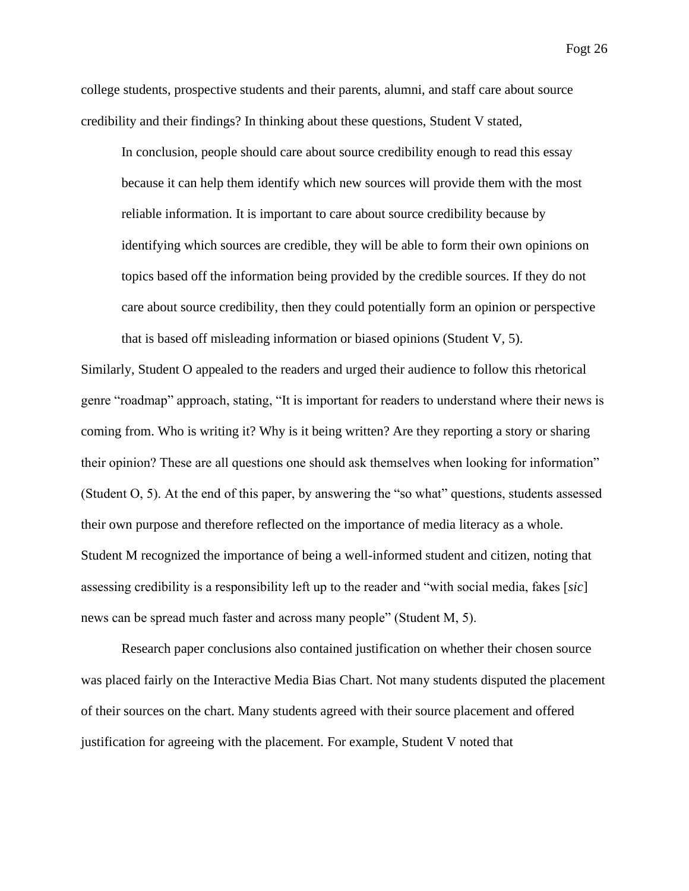college students, prospective students and their parents, alumni, and staff care about source credibility and their findings? In thinking about these questions, Student V stated,

> In conclusion, people should care about source credibility enough to read this essay because it can help them identify which new sources will provide them with the most reliable information. It is important to care about source credibility because by identifying which sources are credible, they will be able to form their own opinions on topics based off the information being provided by the credible sources. If they do not care about source credibility, then they could potentially form an opinion or perspective that is based off misleading information or biased opinions (Student V, 5).

Similarly, Student O appealed to the readers and urged their audience to follow this rhetorical genre "roadmap" approach, stating, "It is important for readers to understand where their news is coming from. Who is writing it? Why is it being written? Are they reporting a story or sharing their opinion? These are all questions one should ask themselves when looking for information" (Student O, 5). At the end of this paper, by answering the "so what" questions, students assessed their own purpose and therefore reflected on the importance of media literacy as a whole. Student M recognized the importance of being a well-informed student and citizen, noting that assessing credibility is a responsibility left up to the reader and "with social media, fakes [*sic*] news can be spread much faster and across many people" (Student M, 5).

Research paper conclusions also contained justification on whether their chosen source was placed fairly on the Interactive Media Bias Chart. Not many students disputed the placement of their sources on the chart. Many students agreed with their source placement and offered justification for agreeing with the placement. For example, Student V noted that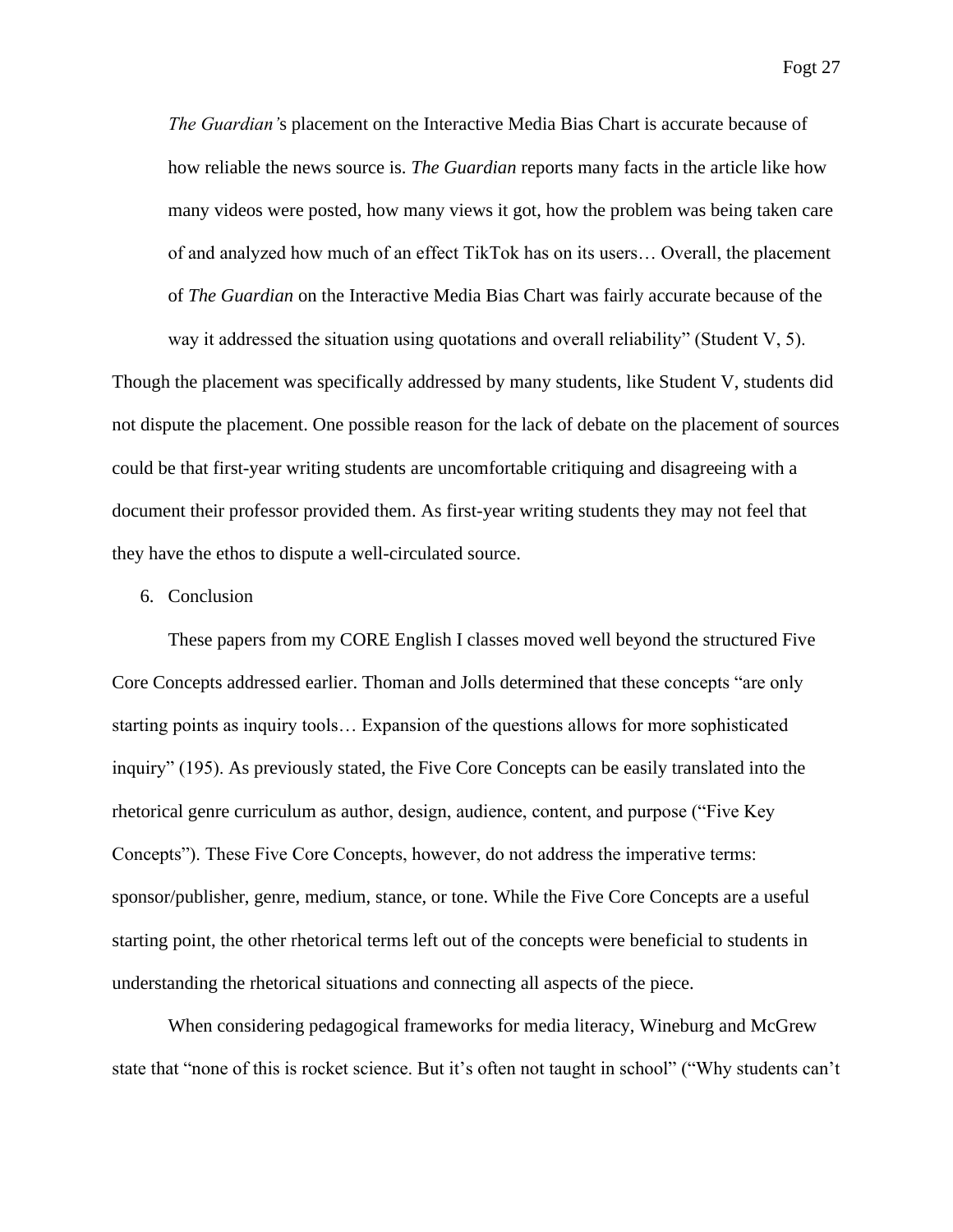> *The Guardian'*s placement on the Interactive Media Bias Chart is accurate because of how reliable the news source is. *The Guardian* reports many facts in the article like how many videos were posted, how many views it got, how the problem was being taken care of and analyzed how much of an effect TikTok has on its users… Overall, the placement of *The Guardian* on the Interactive Media Bias Chart was fairly accurate because of the way it addressed the situation using quotations and overall reliability" (Student V, 5).

Though the placement was specifically addressed by many students, like Student V, students did not dispute the placement. One possible reason for the lack of debate on the placement of sources could be that first-year writing students are uncomfortable critiquing and disagreeing with a document their professor provided them. As first-year writing students they may not feel that they have the ethos to dispute a well-circulated source.

6. Conclusion

These papers from my CORE English I classes moved well beyond the structured Five Core Concepts addressed earlier. Thoman and Jolls determined that these concepts "are only starting points as inquiry tools… Expansion of the questions allows for more sophisticated inquiry" (195). As previously stated, the Five Core Concepts can be easily translated into the rhetorical genre curriculum as author, design, audience, content, and purpose ("Five Key Concepts"). These Five Core Concepts, however, do not address the imperative terms: sponsor/publisher, genre, medium, stance, or tone. While the Five Core Concepts are a useful starting point, the other rhetorical terms left out of the concepts were beneficial to students in understanding the rhetorical situations and connecting all aspects of the piece.

When considering pedagogical frameworks for media literacy, Wineburg and McGrew state that "none of this is rocket science. But it's often not taught in school" ("Why students can't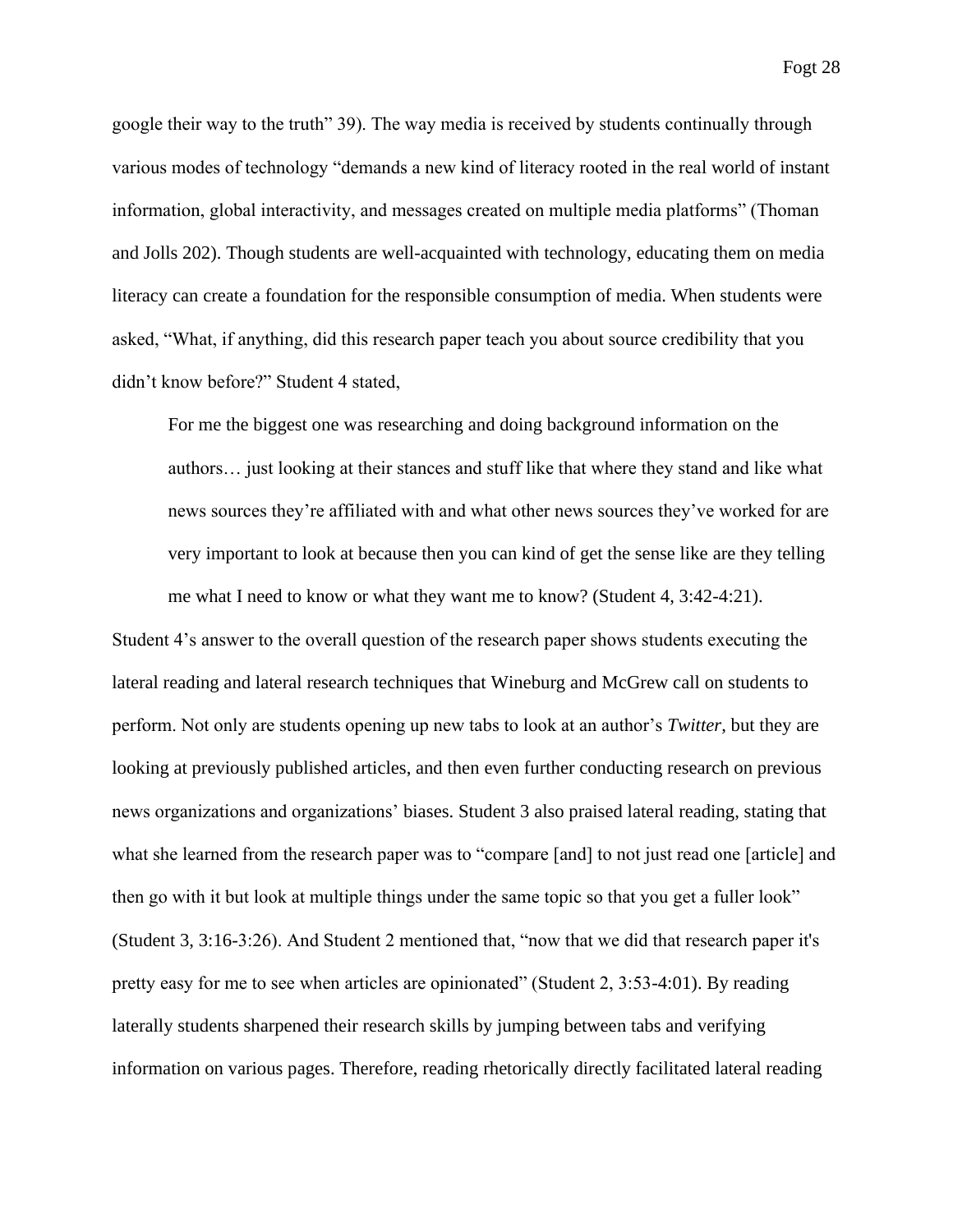google their way to the truth" 39). The way media is received by students continually through various modes of technology "demands a new kind of literacy rooted in the real world of instant information, global interactivity, and messages created on multiple media platforms" (Thoman and Jolls 202). Though students are well-acquainted with technology, educating them on media literacy can create a foundation for the responsible consumption of media. When students were asked, "What, if anything, did this research paper teach you about source credibility that you didn't know before?" Student 4 stated,

> For me the biggest one was researching and doing background information on the authors… just looking at their stances and stuff like that where they stand and like what news sources they're affiliated with and what other news sources they've worked for are very important to look at because then you can kind of get the sense like are they telling me what I need to know or what they want me to know? (Student 4, 3:42-4:21).

Student 4's answer to the overall question of the research paper shows students executing the lateral reading and lateral research techniques that Wineburg and McGrew call on students to perform. Not only are students opening up new tabs to look at an author's *Twitter*, but they are looking at previously published articles, and then even further conducting research on previous news organizations and organizations' biases. Student 3 also praised lateral reading, stating that what she learned from the research paper was to "compare [and] to not just read one [article] and then go with it but look at multiple things under the same topic so that you get a fuller look" (Student 3, 3:16-3:26). And Student 2 mentioned that, "now that we did that research paper it's pretty easy for me to see when articles are opinionated" (Student 2, 3:53-4:01). By reading laterally students sharpened their research skills by jumping between tabs and verifying information on various pages. Therefore, reading rhetorically directly facilitated lateral reading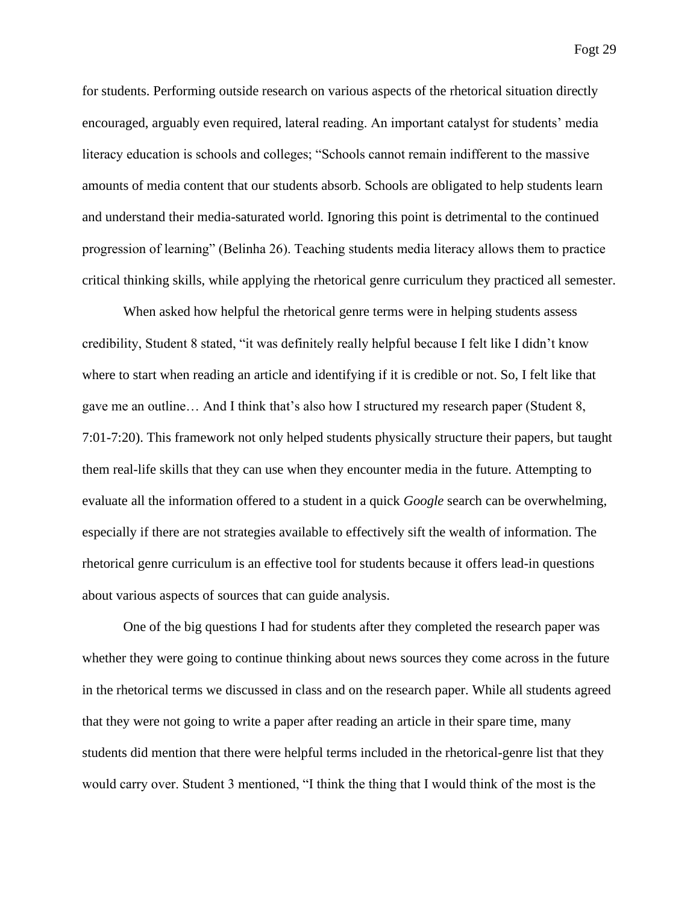for students. Performing outside research on various aspects of the rhetorical situation directly encouraged, arguably even required, lateral reading. An important catalyst for students' media literacy education is schools and colleges; "Schools cannot remain indifferent to the massive amounts of media content that our students absorb. Schools are obligated to help students learn and understand their media-saturated world. Ignoring this point is detrimental to the continued progression of learning" (Belinha 26). Teaching students media literacy allows them to practice critical thinking skills, while applying the rhetorical genre curriculum they practiced all semester.

When asked how helpful the rhetorical genre terms were in helping students assess credibility, Student 8 stated, "it was definitely really helpful because I felt like I didn't know where to start when reading an article and identifying if it is credible or not. So, I felt like that gave me an outline… And I think that's also how I structured my research paper (Student 8, 7:01-7:20). This framework not only helped students physically structure their papers, but taught them real-life skills that they can use when they encounter media in the future. Attempting to evaluate all the information offered to a student in a quick *Google* search can be overwhelming, especially if there are not strategies available to effectively sift the wealth of information. The rhetorical genre curriculum is an effective tool for students because it offers lead-in questions about various aspects of sources that can guide analysis.

One of the big questions I had for students after they completed the research paper was whether they were going to continue thinking about news sources they come across in the future in the rhetorical terms we discussed in class and on the research paper. While all students agreed that they were not going to write a paper after reading an article in their spare time, many students did mention that there were helpful terms included in the rhetorical-genre list that they would carry over. Student 3 mentioned, "I think the thing that I would think of the most is the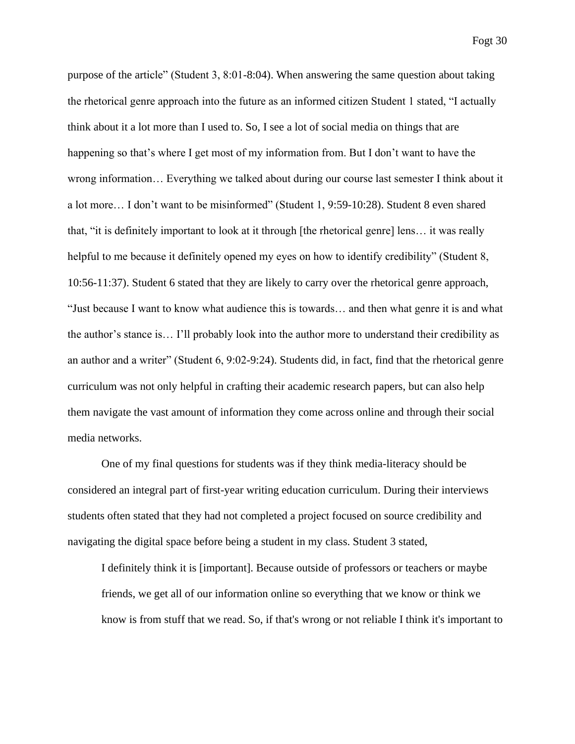purpose of the article" (Student 3, 8:01-8:04). When answering the same question about taking the rhetorical genre approach into the future as an informed citizen Student 1 stated, "I actually think about it a lot more than I used to. So, I see a lot of social media on things that are happening so that's where I get most of my information from. But I don't want to have the wrong information… Everything we talked about during our course last semester I think about it a lot more… I don't want to be misinformed" (Student 1, 9:59-10:28). Student 8 even shared that, "it is definitely important to look at it through [the rhetorical genre] lens… it was really helpful to me because it definitely opened my eyes on how to identify credibility" (Student 8, 10:56-11:37). Student 6 stated that they are likely to carry over the rhetorical genre approach, "Just because I want to know what audience this is towards… and then what genre it is and what the author's stance is… I'll probably look into the author more to understand their credibility as an author and a writer" (Student 6, 9:02-9:24). Students did, in fact, find that the rhetorical genre curriculum was not only helpful in crafting their academic research papers, but can also help them navigate the vast amount of information they come across online and through their social media networks.

One of my final questions for students was if they think media-literacy should be considered an integral part of first-year writing education curriculum. During their interviews students often stated that they had not completed a project focused on source credibility and navigating the digital space before being a student in my class. Student 3 stated,

> I definitely think it is [important]. Because outside of professors or teachers or maybe friends, we get all of our information online so everything that we know or think we know is from stuff that we read. So, if that's wrong or not reliable I think it's important to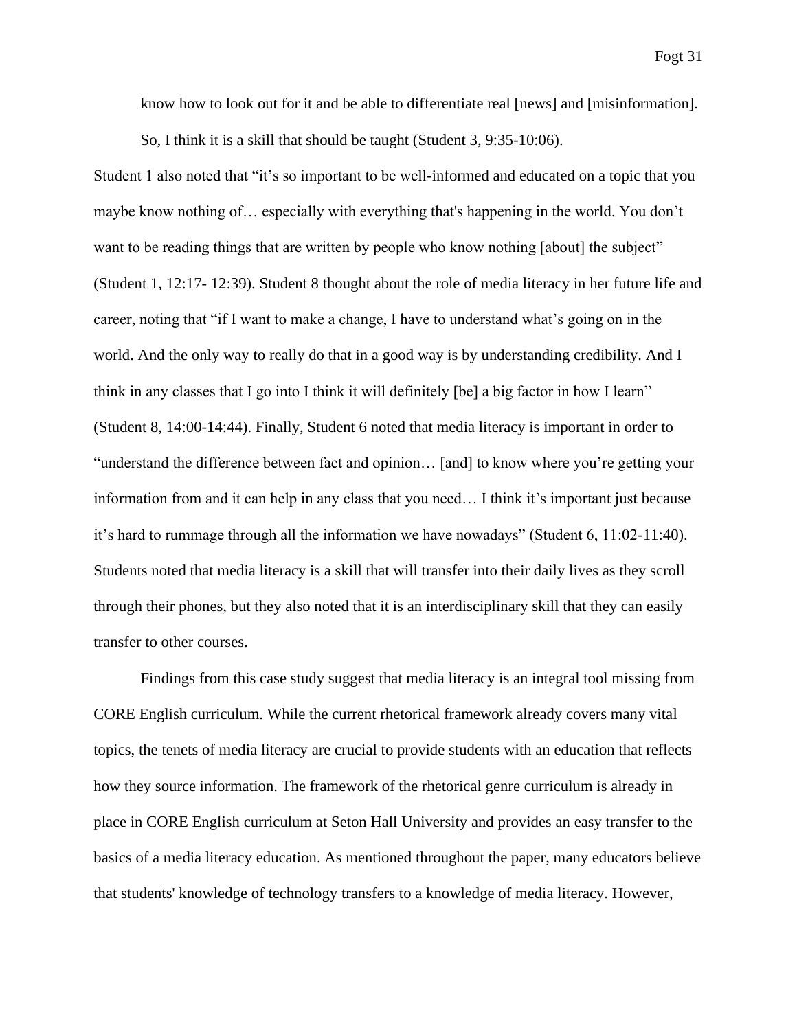> know how to look out for it and be able to differentiate real [news] and [misinformation]. So, I think it is a skill that should be taught (Student 3, 9:35-10:06).

Student 1 also noted that "it's so important to be well-informed and educated on a topic that you maybe know nothing of… especially with everything that's happening in the world. You don't want to be reading things that are written by people who know nothing [about] the subject" (Student 1, 12:17- 12:39). Student 8 thought about the role of media literacy in her future life and career, noting that "if I want to make a change, I have to understand what's going on in the world. And the only way to really do that in a good way is by understanding credibility. And I think in any classes that I go into I think it will definitely [be] a big factor in how I learn" (Student 8, 14:00-14:44). Finally, Student 6 noted that media literacy is important in order to "understand the difference between fact and opinion… [and] to know where you're getting your information from and it can help in any class that you need… I think it's important just because it's hard to rummage through all the information we have nowadays" (Student 6, 11:02-11:40). Students noted that media literacy is a skill that will transfer into their daily lives as they scroll through their phones, but they also noted that it is an interdisciplinary skill that they can easily transfer to other courses.

Findings from this case study suggest that media literacy is an integral tool missing from CORE English curriculum. While the current rhetorical framework already covers many vital topics, the tenets of media literacy are crucial to provide students with an education that reflects how they source information. The framework of the rhetorical genre curriculum is already in place in CORE English curriculum at Seton Hall University and provides an easy transfer to the basics of a media literacy education. As mentioned throughout the paper, many educators believe that students' knowledge of technology transfers to a knowledge of media literacy. However,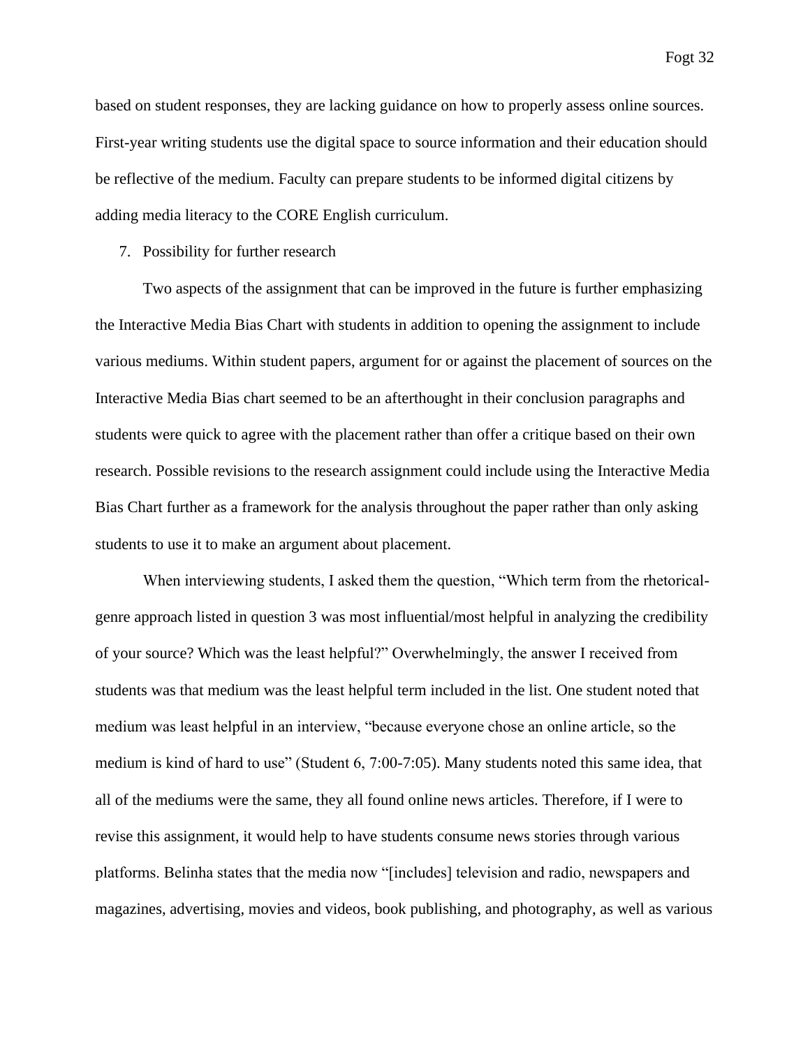based on student responses, they are lacking guidance on how to properly assess online sources. First-year writing students use the digital space to source information and their education should be reflective of the medium. Faculty can prepare students to be informed digital citizens by adding media literacy to the CORE English curriculum.

7. Possibility for further research

Two aspects of the assignment that can be improved in the future is further emphasizing the Interactive Media Bias Chart with students in addition to opening the assignment to include various mediums. Within student papers, argument for or against the placement of sources on the Interactive Media Bias chart seemed to be an afterthought in their conclusion paragraphs and students were quick to agree with the placement rather than offer a critique based on their own research. Possible revisions to the research assignment could include using the Interactive Media Bias Chart further as a framework for the analysis throughout the paper rather than only asking students to use it to make an argument about placement.

When interviewing students, I asked them the question, "Which term from the rhetorical-genre approach listed in question 3 was most influential/most helpful in analyzing the credibility of your source? Which was the least helpful?" Overwhelmingly, the answer I received from students was that medium was the least helpful term included in the list. One student noted that medium was least helpful in an interview, "because everyone chose an online article, so the medium is kind of hard to use" (Student 6, 7:00-7:05). Many students noted this same idea, that all of the mediums were the same, they all found online news articles. Therefore, if I were to revise this assignment, it would help to have students consume news stories through various platforms. Belinha states that the media now "[includes] television and radio, newspapers and magazines, advertising, movies and videos, book publishing, and photography, as well as various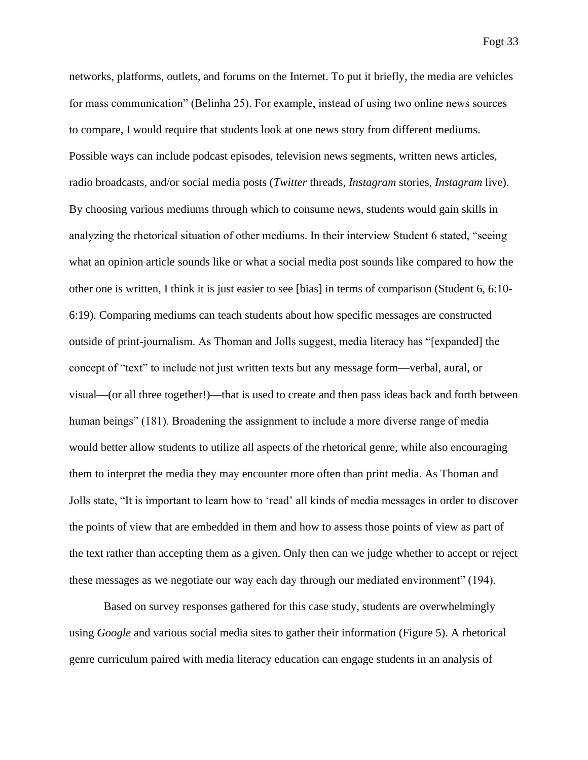networks, platforms, outlets, and forums on the Internet. To put it briefly, the media are vehicles for mass communication" (Belinha 25). For example, instead of using two online news sources to compare, I would require that students look at one news story from different mediums. Possible ways can include podcast episodes, television news segments, written news articles, radio broadcasts, and/or social media posts (*Twitter* threads, *Instagram* stories, *Instagram* live). By choosing various mediums through which to consume news, students would gain skills in analyzing the rhetorical situation of other mediums. In their interview Student 6 stated, "seeing what an opinion article sounds like or what a social media post sounds like compared to how the other one is written, I think it is just easier to see [bias] in terms of comparison (Student 6, 6:10-6:19). Comparing mediums can teach students about how specific messages are constructed outside of print-journalism. As Thoman and Jolls suggest, media literacy has "[expanded] the concept of "text" to include not just written texts but any message form—verbal, aural, or visual—(or all three together!)—that is used to create and then pass ideas back and forth between human beings" (181). Broadening the assignment to include a more diverse range of media would better allow students to utilize all aspects of the rhetorical genre, while also encouraging them to interpret the media they may encounter more often than print media. As Thoman and Jolls state, "It is important to learn how to 'read' all kinds of media messages in order to discover the points of view that are embedded in them and how to assess those points of view as part of the text rather than accepting them as a given. Only then can we judge whether to accept or reject these messages as we negotiate our way each day through our mediated environment" (194).

Based on survey responses gathered for this case study, students are overwhelmingly using *Google* and various social media sites to gather their information (Figure 5). A rhetorical genre curriculum paired with media literacy education can engage students in an analysis of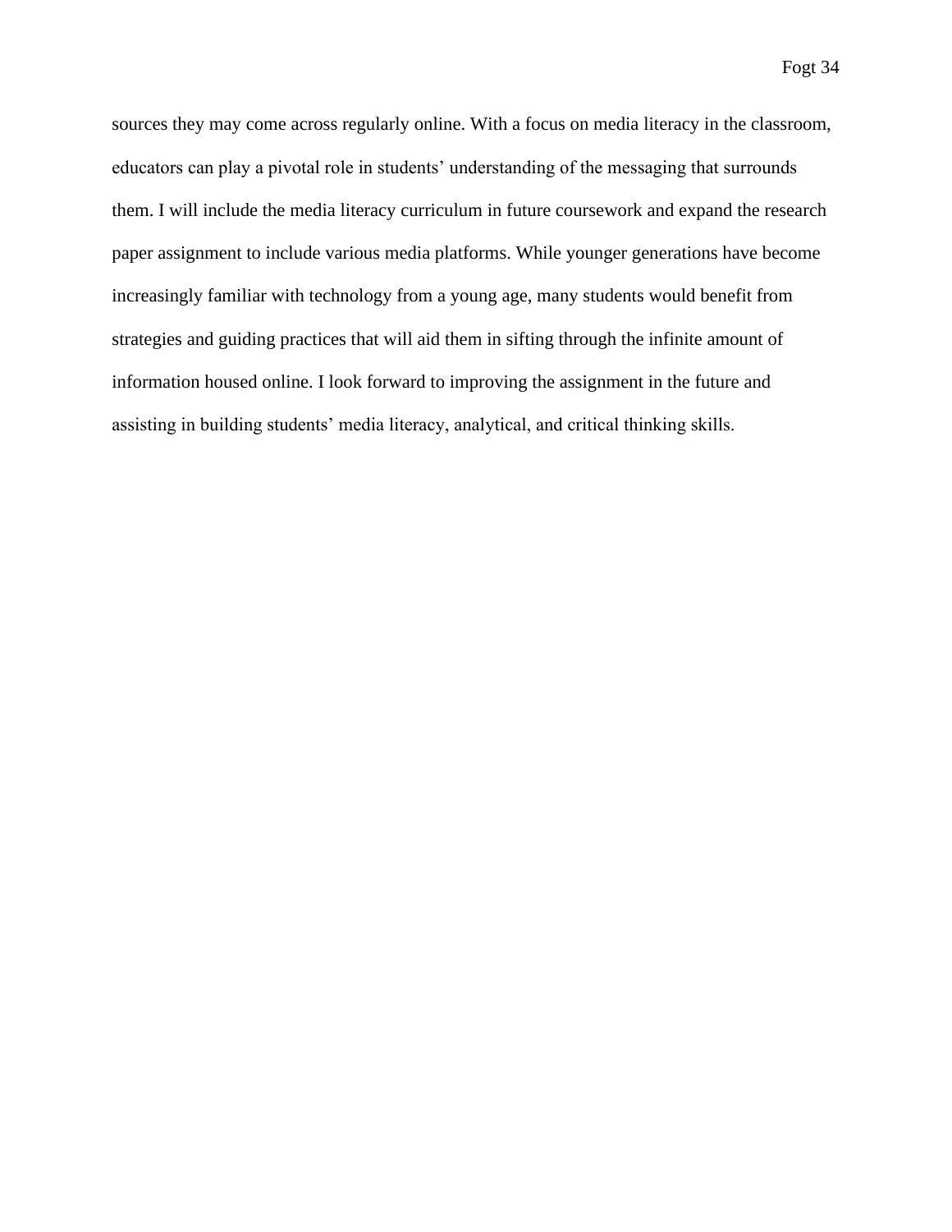sources they may come across regularly online. With a focus on media literacy in the classroom, educators can play a pivotal role in students' understanding of the messaging that surrounds them. I will include the media literacy curriculum in future coursework and expand the research paper assignment to include various media platforms. While younger generations have become increasingly familiar with technology from a young age, many students would benefit from strategies and guiding practices that will aid them in sifting through the infinite amount of information housed online. I look forward to improving the assignment in the future and assisting in building students' media literacy, analytical, and critical thinking skills.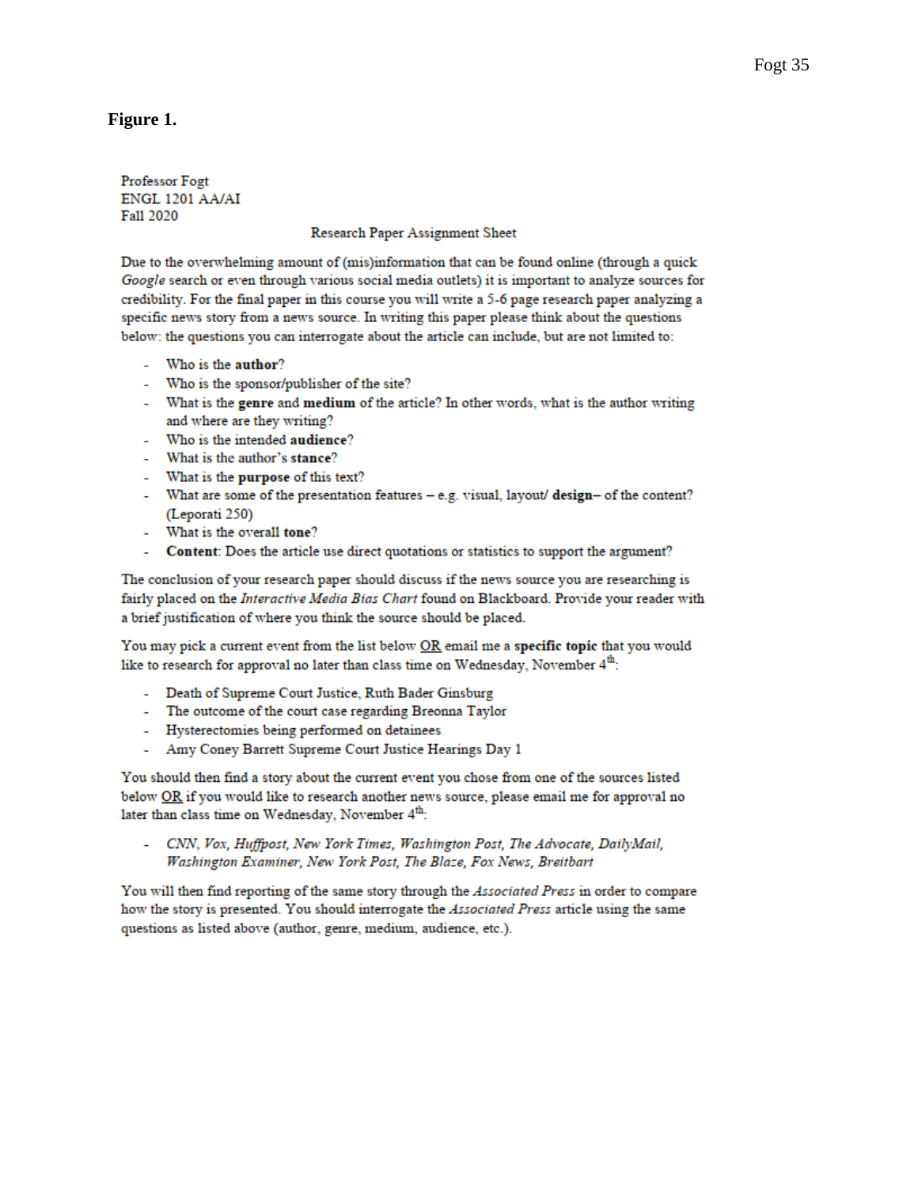**Figure 1.**

Professor Fogt
ENGL 1201 AA/AI
Fall 2020

Research Paper Assignment Sheet

Due to the overwhelming amount of (mis)information that can be found online (through a quick *Google* search or even through various social media outlets) it is important to analyze sources for credibility. For the final paper in this course you will write a 5-6 page research paper analyzing a specific news story from a news source. In writing this paper please think about the questions below: the questions you can interrogate about the article can include, but are not limited to:

- Who is the **author**?
- Who is the sponsor/publisher of the site?
- What is the **genre** and **medium** of the article? In other words, what is the author writing and where are they writing?
- Who is the intended **audience**?
- What is the author's **stance**?
- What is the **purpose** of this text?
- What are some of the presentation features – e.g. visual, layout/ **design**– of the content? (Leporati 250)
- What is the overall **tone**?
- **Content**: Does the article use direct quotations or statistics to support the argument?

The conclusion of your research paper should discuss if the news source you are researching is fairly placed on the *Interactive Media Bias Chart* found on Blackboard. Provide your reader with a brief justification of where you think the source should be placed.

You may pick a current event from the list below OR email me a **specific topic** that you would like to research for approval no later than class time on Wednesday, November 4th:

- Death of Supreme Court Justice, Ruth Bader Ginsburg
- The outcome of the court case regarding Breonna Taylor
- Hysterectomies being performed on detainees
- Amy Coney Barrett Supreme Court Justice Hearings Day 1

You should then find a story about the current event you chose from one of the sources listed below OR if you would like to research another news source, please email me for approval no later than class time on Wednesday, November 4th:

- *CNN, Vox, Huffpost, New York Times, Washington Post, The Advocate, DailyMail, Washington Examiner, New York Post, The Blaze, Fox News, Breitbart*

You will then find reporting of the same story through the *Associated Press* in order to compare how the story is presented. You should interrogate the *Associated Press* article using the same questions as listed above (author, genre, medium, audience, etc.).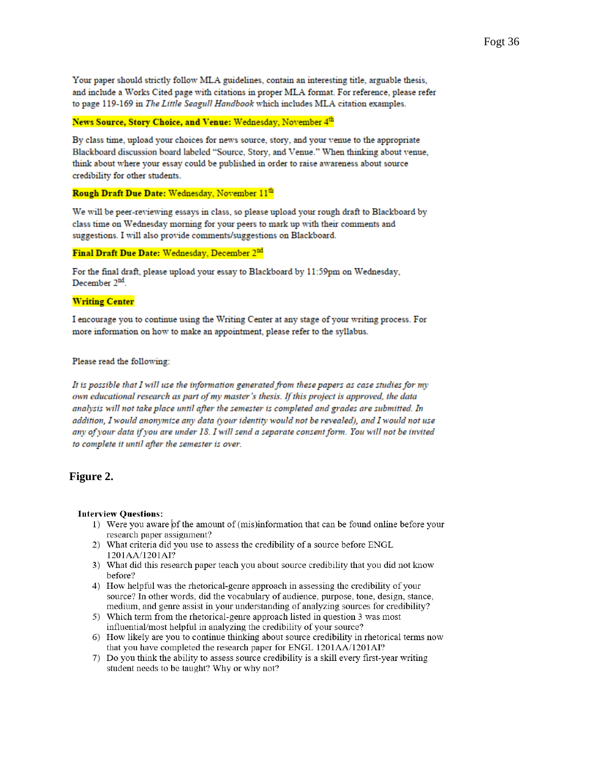Your paper should strictly follow MLA guidelines, contain an interesting title, arguable thesis, and include a Works Cited page with citations in proper MLA format. For reference, please refer to page 119-169 in *The Little Seagull Handbook* which includes MLA citation examples.

**News Source, Story Choice, and Venue:** Wednesday, November 4th

By class time, upload your choices for news source, story, and your venue to the appropriate Blackboard discussion board labeled "Source, Story, and Venue." When thinking about venue, think about where your essay could be published in order to raise awareness about source credibility for other students.

**Rough Draft Due Date:** Wednesday, November 11th

We will be peer-reviewing essays in class, so please upload your rough draft to Blackboard by class time on Wednesday morning for your peers to mark up with their comments and suggestions. I will also provide comments/suggestions on Blackboard.

**Final Draft Due Date:** Wednesday, December 2nd

For the final draft, please upload your essay to Blackboard by 11:59pm on Wednesday, December 2nd.

**Writing Center**

I encourage you to continue using the Writing Center at any stage of your writing process. For more information on how to make an appointment, please refer to the syllabus.

Please read the following:

*It is possible that I will use the information generated from these papers as case studies for my own educational research as part of my master's thesis. If this project is approved, the data analysis will not take place until after the semester is completed and grades are submitted. In addition, I would anonymize any data (your identity would not be revealed), and I would not use any of your data if you are under 18. I will send a separate consent form. You will not be invited to complete it until after the semester is over.*

**Figure 2.**

**Interview Questions:**

1) Were you aware of the amount of (mis)information that can be found online before your research paper assignment?
2) What criteria did you use to assess the credibility of a source before ENGL 1201AA/1201AI?
3) What did this research paper teach you about source credibility that you did not know before?
4) How helpful was the rhetorical-genre approach in assessing the credibility of your source? In other words, did the vocabulary of audience, purpose, tone, design, stance, medium, and genre assist in your understanding of analyzing sources for credibility?
5) Which term from the rhetorical-genre approach listed in question 3 was most influential/most helpful in analyzing the credibility of your source?
6) How likely are you to continue thinking about source credibility in rhetorical terms now that you have completed the research paper for ENGL 1201AA/1201AI?
7) Do you think the ability to assess source credibility is a skill every first-year writing student needs to be taught? Why or why not?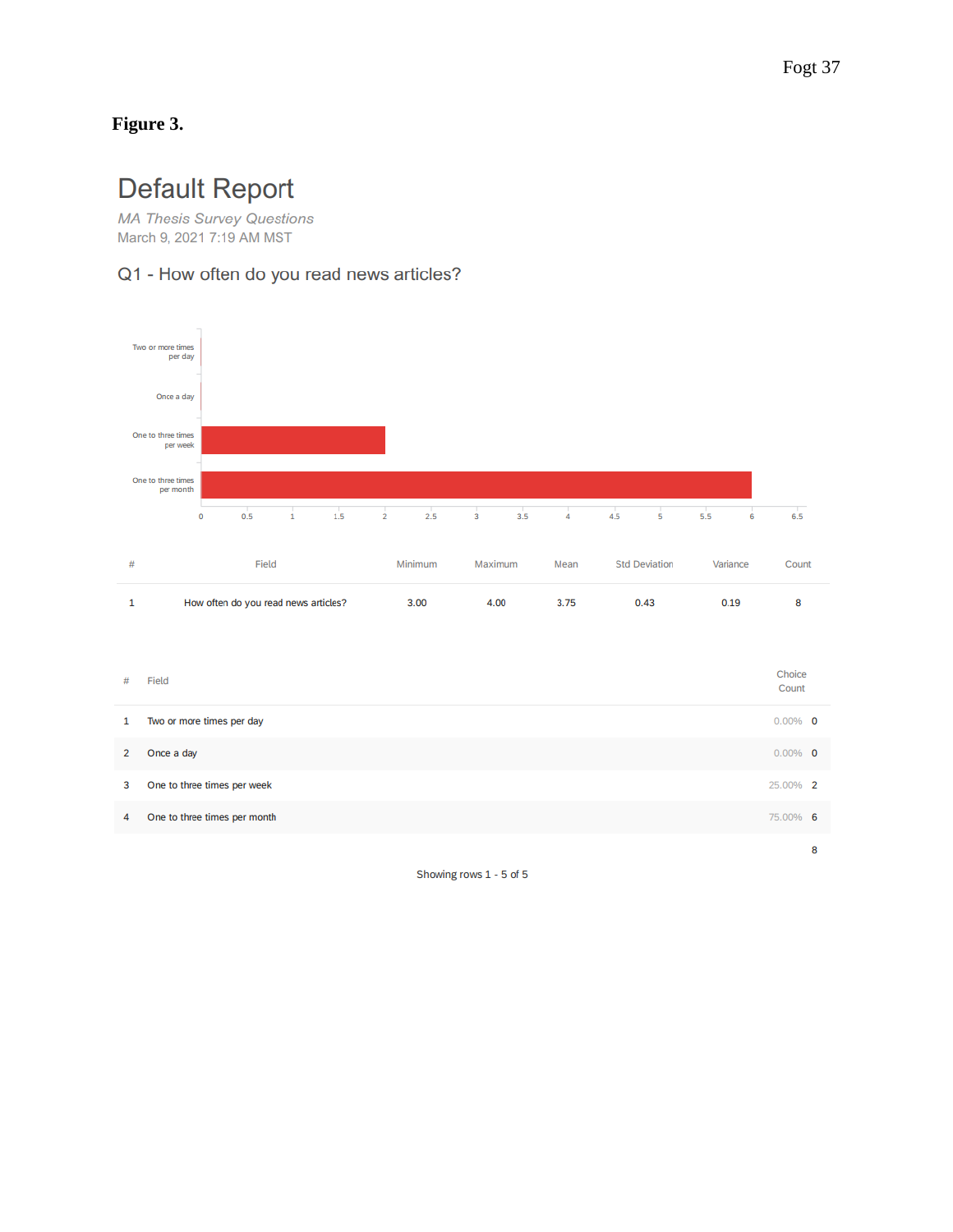**Figure 3.**

# Default Report

*MA Thesis Survey Questions*
March 9, 2021 7:19 AM MST

## Q1 - How often do you read news articles?

| # | Field | Minimum | Maximum | Mean | Std Deviation | Variance | Count |
|---|---|---|---|---|---|---|---|
| 1 | How often do you read news articles? | 3.00 | 4.00 | 3.75 | 0.43 | 0.19 | 8 |

| # | Field | Choice Count | |
|---|---|---|---|
| 1 | Two or more times per day | 0.00% | 0 |
| 2 | Once a day | 0.00% | 0 |
| 3 | One to three times per week | 25.00% | 2 |
| 4 | One to three times per month | 75.00% | 6 |
| | | | 8 |

Showing rows 1 - 5 of 5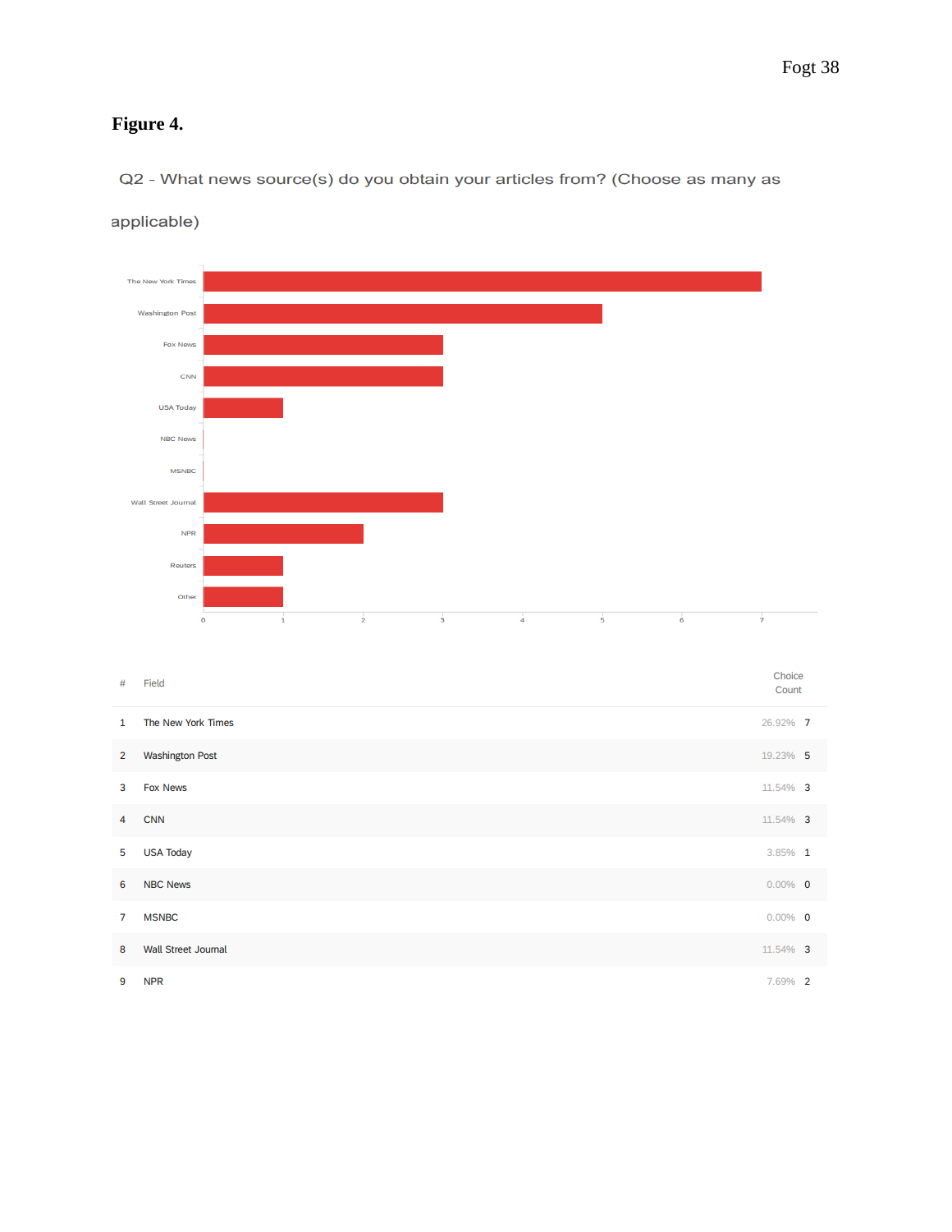**Figure 4.**

Q2 - What news source(s) do you obtain your articles from? (Choose as many as applicable)

| # | Field | Choice Count | |
|---|---|---|---|
| 1 | The New York Times | 26.92% | 7 |
| 2 | Washington Post | 19.23% | 5 |
| 3 | Fox News | 11.54% | 3 |
| 4 | CNN | 11.54% | 3 |
| 5 | USA Today | 3.85% | 1 |
| 6 | NBC News | 0.00% | 0 |
| 7 | MSNBC | 0.00% | 0 |
| 8 | Wall Street Journal | 11.54% | 3 |
| 9 | NPR | 7.69% | 2 |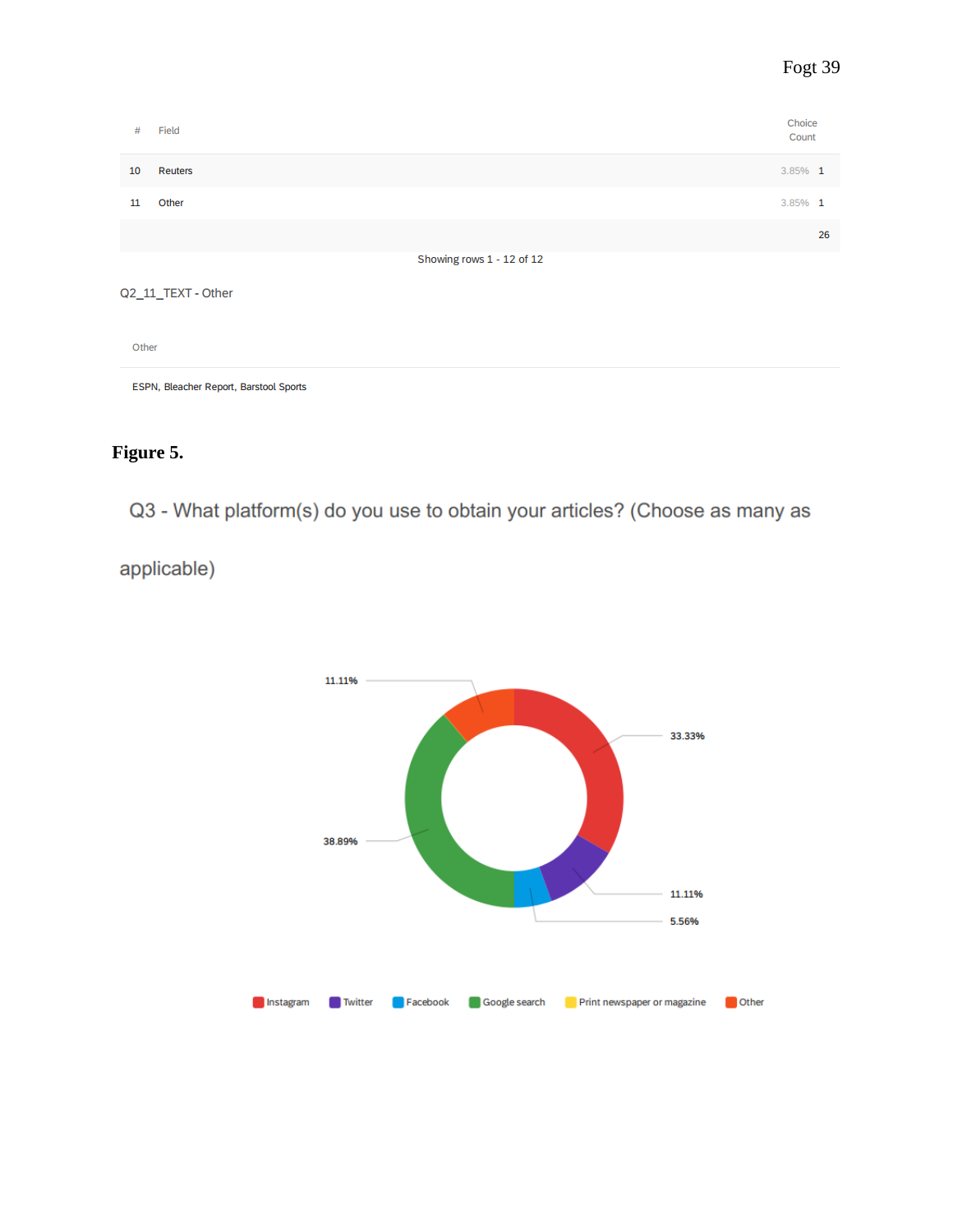| # | Field | Choice Count | |
|---|---|---|---|
| 10 | Reuters | 3.85% | 1 |
| 11 | Other | 3.85% | 1 |
| | | | 26 |

Showing rows 1 - 12 of 12

Q2_11_TEXT - Other

| Other |
|---|
| ESPN, Bleacher Report, Barstool Sports |

**Figure 5.**

Q3 - What platform(s) do you use to obtain your articles? (Choose as many as applicable)

11.11%

33.33%

38.89%

11.11%

5.56%

Instagram Twitter Facebook Google search Print newspaper or magazine Other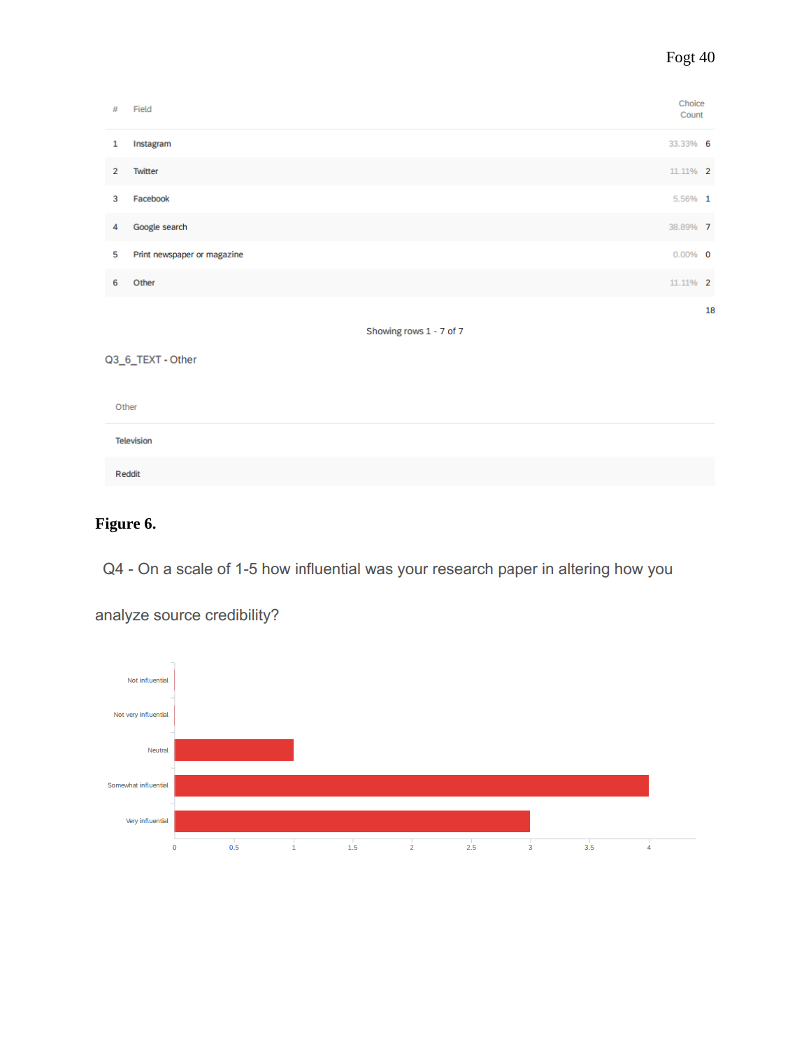| # | Field | Choice Count | |
|---|---|---|---|
| 1 | Instagram | 33.33% | 6 |
| 2 | Twitter | 11.11% | 2 |
| 3 | Facebook | 5.56% | 1 |
| 4 | Google search | 38.89% | 7 |
| 5 | Print newspaper or magazine | 0.00% | 0 |
| 6 | Other | 11.11% | 2 |
| | | | 18 |

Showing rows 1 - 7 of 7

Q3_6_TEXT - Other

| Other |
|---|
| Television |
| Reddit |

**Figure 6.**

Q4 - On a scale of 1-5 how influential was your research paper in altering how you analyze source credibility?

| Response | Count |
|---|---|
| Not influential | 0 |
| Not very influential | 0 |
| Neutral | 1 |
| Somewhat influential | 4 |
| Very influential | 3 |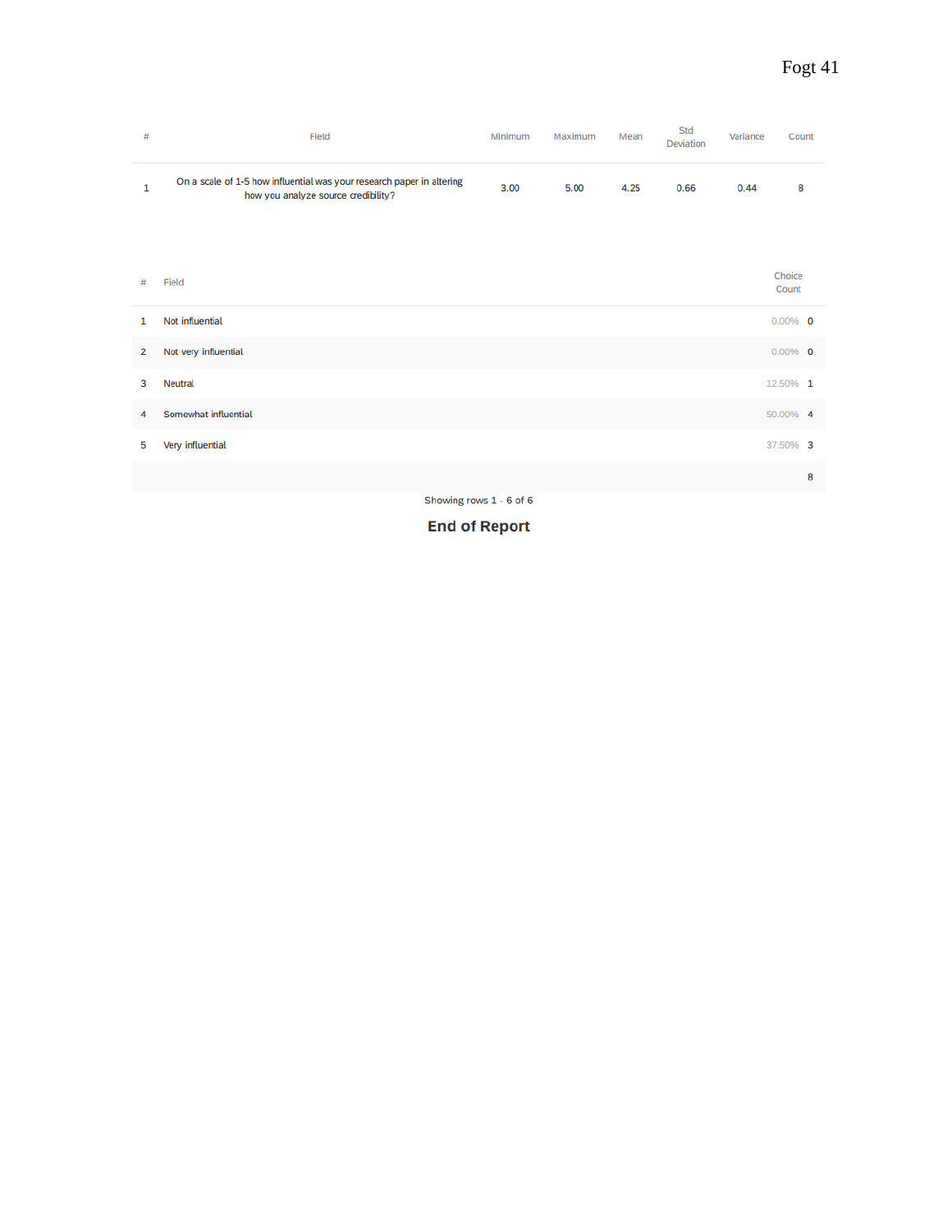| # | Field | Minimum | Maximum | Mean | Std Deviation | Variance | Count |
|---|---|---|---|---|---|---|---|
| 1 | On a scale of 1-5 how influential was your research paper in altering how you analyze source credibility? | 3.00 | 5.00 | 4.25 | 0.66 | 0.44 | 8 |

| # | Field | Choice Count | |
|---|---|---|---|
| 1 | Not influential | 0.00% | 0 |
| 2 | Not very influential | 0.00% | 0 |
| 3 | Neutral | 12.50% | 1 |
| 4 | Somewhat influential | 50.00% | 4 |
| 5 | Very influential | 37.50% | 3 |
| | | | 8 |

Showing rows 1 - 6 of 6

**End of Report**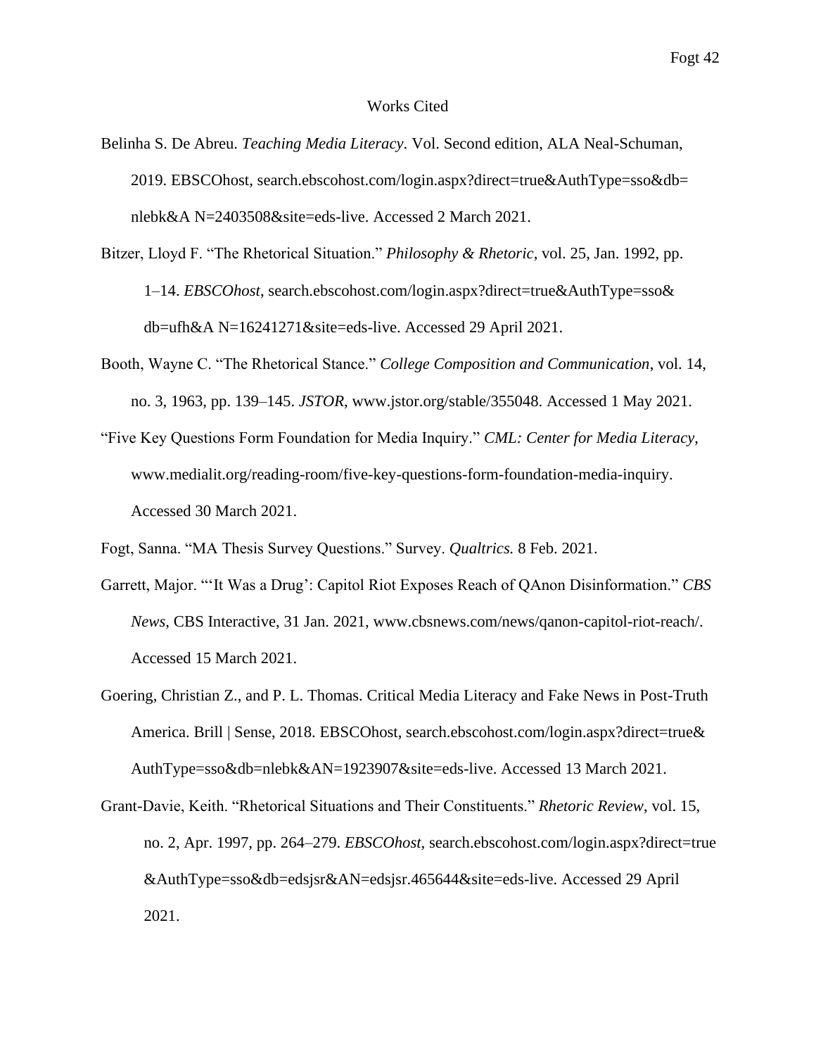# Works Cited

Belinha S. De Abreu. *Teaching Media Literacy*. Vol. Second edition, ALA Neal-Schuman, 2019. EBSCOhost, search.ebscohost.com/login.aspx?direct=true&AuthType=sso&db=nlebk&A N=2403508&site=eds-live. Accessed 2 March 2021.

Bitzer, Lloyd F. "The Rhetorical Situation." *Philosophy & Rhetoric*, vol. 25, Jan. 1992, pp. 1–14. *EBSCOhost*, search.ebscohost.com/login.aspx?direct=true&AuthType=sso&db=ufh&A N=16241271&site=eds-live. Accessed 29 April 2021.

Booth, Wayne C. "The Rhetorical Stance." *College Composition and Communication*, vol. 14, no. 3, 1963, pp. 139–145. *JSTOR*, www.jstor.org/stable/355048. Accessed 1 May 2021.

"Five Key Questions Form Foundation for Media Inquiry." *CML: Center for Media Literacy*, www.medialit.org/reading-room/five-key-questions-form-foundation-media-inquiry. Accessed 30 March 2021.

Fogt, Sanna. "MA Thesis Survey Questions." Survey. *Qualtrics.* 8 Feb. 2021.

Garrett, Major. "'It Was a Drug': Capitol Riot Exposes Reach of QAnon Disinformation." *CBS News*, CBS Interactive, 31 Jan. 2021, www.cbsnews.com/news/qanon-capitol-riot-reach/. Accessed 15 March 2021.

Goering, Christian Z., and P. L. Thomas. Critical Media Literacy and Fake News in Post-Truth America. Brill | Sense, 2018. EBSCOhost, search.ebscohost.com/login.aspx?direct=true&AuthType=sso&db=nlebk&AN=1923907&site=eds-live. Accessed 13 March 2021.

Grant-Davie, Keith. "Rhetorical Situations and Their Constituents." *Rhetoric Review*, vol. 15, no. 2, Apr. 1997, pp. 264–279. *EBSCOhost*, search.ebscohost.com/login.aspx?direct=true&AuthType=sso&db=edsjsr&AN=edsjsr.465644&site=eds-live. Accessed 29 April 2021.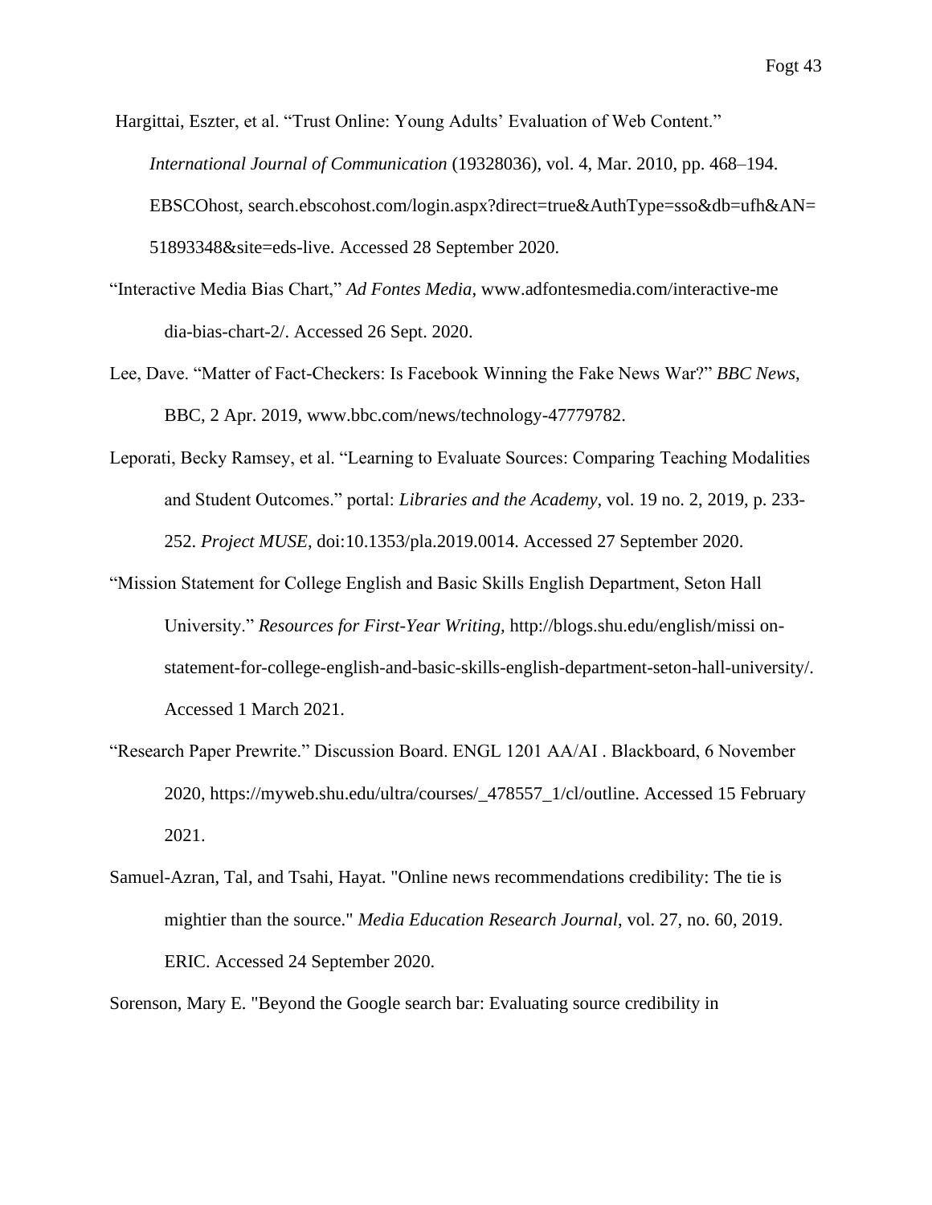Hargittai, Eszter, et al. “Trust Online: Young Adults’ Evaluation of Web Content.” *International Journal of Communication* (19328036), vol. 4, Mar. 2010, pp. 468–194. EBSCOhost, search.ebscohost.com/login.aspx?direct=true&AuthType=sso&db=ufh&AN=51893348&site=eds-live. Accessed 28 September 2020.

“Interactive Media Bias Chart,” *Ad Fontes Media*, www.adfontesmedia.com/interactive-media-bias-chart-2/. Accessed 26 Sept. 2020.

Lee, Dave. “Matter of Fact-Checkers: Is Facebook Winning the Fake News War?” *BBC News*, BBC, 2 Apr. 2019, www.bbc.com/news/technology-47779782.

Leporati, Becky Ramsey, et al. “Learning to Evaluate Sources: Comparing Teaching Modalities and Student Outcomes.” portal: *Libraries and the Academy*, vol. 19 no. 2, 2019, p. 233-252. *Project MUSE*, doi:10.1353/pla.2019.0014. Accessed 27 September 2020.

“Mission Statement for College English and Basic Skills English Department, Seton Hall University.” *Resources for First-Year Writing*, http://blogs.shu.edu/english/missi on-statement-for-college-english-and-basic-skills-english-department-seton-hall-university/. Accessed 1 March 2021.

“Research Paper Prewrite.” Discussion Board. ENGL 1201 AA/AI . Blackboard, 6 November 2020, https://myweb.shu.edu/ultra/courses/_478557_1/cl/outline. Accessed 15 February 2021.

Samuel-Azran, Tal, and Tsahi, Hayat. "Online news recommendations credibility: The tie is mightier than the source." *Media Education Research Journal*, vol. 27, no. 60, 2019. ERIC. Accessed 24 September 2020.

Sorenson, Mary E. "Beyond the Google search bar: Evaluating source credibility in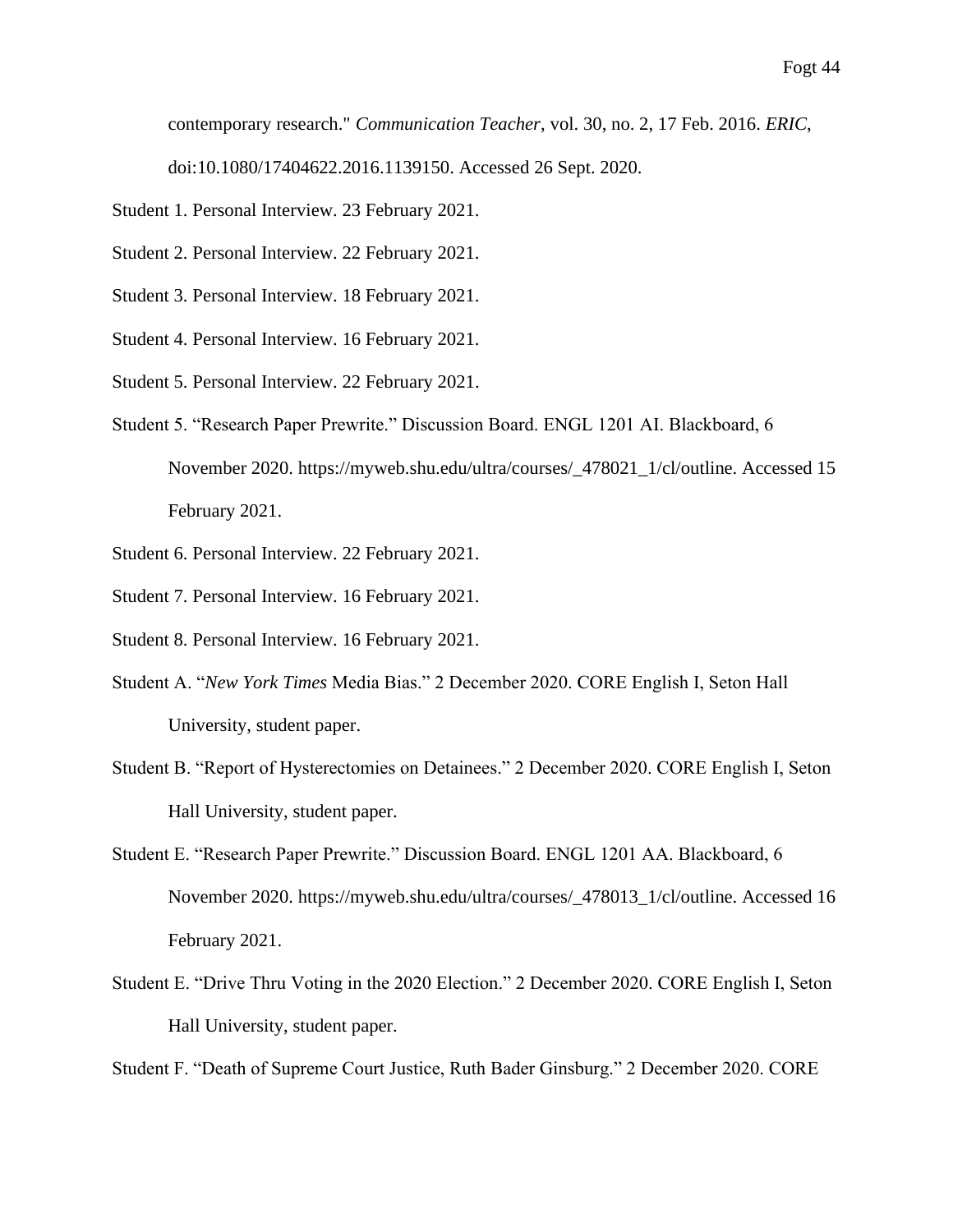contemporary research." *Communication Teacher*, vol. 30, no. 2, 17 Feb. 2016. *ERIC*, doi:10.1080/17404622.2016.1139150. Accessed 26 Sept. 2020.

Student 1. Personal Interview. 23 February 2021.

Student 2. Personal Interview. 22 February 2021.

Student 3. Personal Interview. 18 February 2021.

Student 4. Personal Interview. 16 February 2021.

Student 5. Personal Interview. 22 February 2021.

Student 5. "Research Paper Prewrite." Discussion Board. ENGL 1201 AI. Blackboard, 6 November 2020. https://myweb.shu.edu/ultra/courses/_478021_1/cl/outline. Accessed 15 February 2021.

Student 6. Personal Interview. 22 February 2021.

Student 7. Personal Interview. 16 February 2021.

Student 8. Personal Interview. 16 February 2021.

Student A. "*New York Times* Media Bias." 2 December 2020. CORE English I, Seton Hall University, student paper.

Student B. "Report of Hysterectomies on Detainees." 2 December 2020. CORE English I, Seton Hall University, student paper.

Student E. "Research Paper Prewrite." Discussion Board. ENGL 1201 AA. Blackboard, 6 November 2020. https://myweb.shu.edu/ultra/courses/_478013_1/cl/outline. Accessed 16 February 2021.

Student E. "Drive Thru Voting in the 2020 Election." 2 December 2020. CORE English I, Seton Hall University, student paper.

Student F. "Death of Supreme Court Justice, Ruth Bader Ginsburg." 2 December 2020. CORE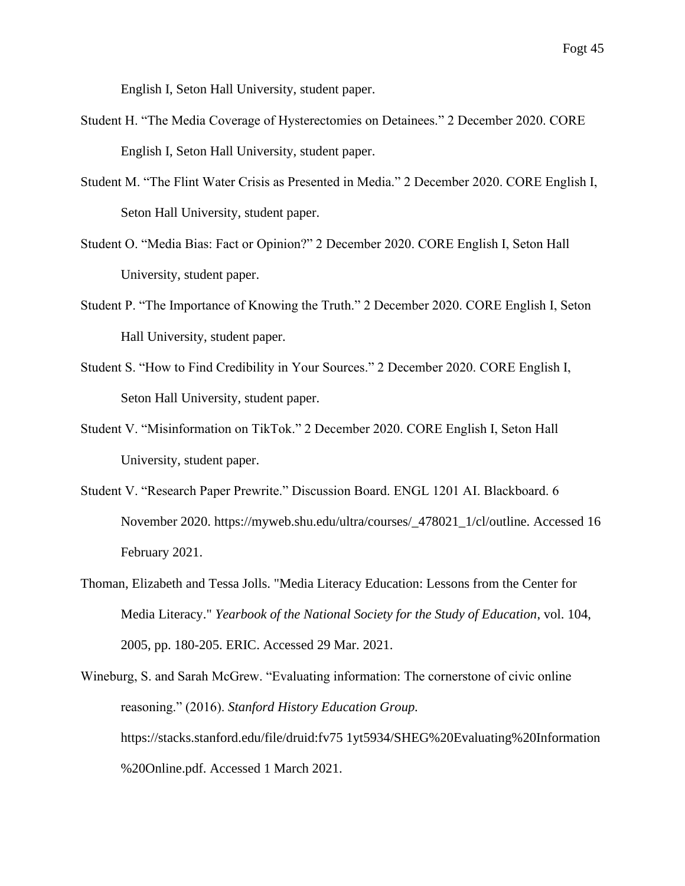English I, Seton Hall University, student paper.

Student H. “The Media Coverage of Hysterectomies on Detainees.” 2 December 2020. CORE English I, Seton Hall University, student paper.

Student M. “The Flint Water Crisis as Presented in Media.” 2 December 2020. CORE English I, Seton Hall University, student paper.

Student O. “Media Bias: Fact or Opinion?” 2 December 2020. CORE English I, Seton Hall University, student paper.

Student P. “The Importance of Knowing the Truth.” 2 December 2020. CORE English I, Seton Hall University, student paper.

Student S. “How to Find Credibility in Your Sources.” 2 December 2020. CORE English I, Seton Hall University, student paper.

Student V. “Misinformation on TikTok.” 2 December 2020. CORE English I, Seton Hall University, student paper.

Student V. “Research Paper Prewrite.” Discussion Board. ENGL 1201 AI. Blackboard. 6 November 2020. https://myweb.shu.edu/ultra/courses/_478021_1/cl/outline. Accessed 16 February 2021.

Thoman, Elizabeth and Tessa Jolls. "Media Literacy Education: Lessons from the Center for Media Literacy." *Yearbook of the National Society for the Study of Education*, vol. 104, 2005, pp. 180-205. ERIC. Accessed 29 Mar. 2021.

Wineburg, S. and Sarah McGrew. “Evaluating information: The cornerstone of civic online reasoning.” (2016). *Stanford History Education Group.* https://stacks.stanford.edu/file/druid:fv75 1yt5934/SHEG%20Evaluating%20Information %20Online.pdf. Accessed 1 March 2021.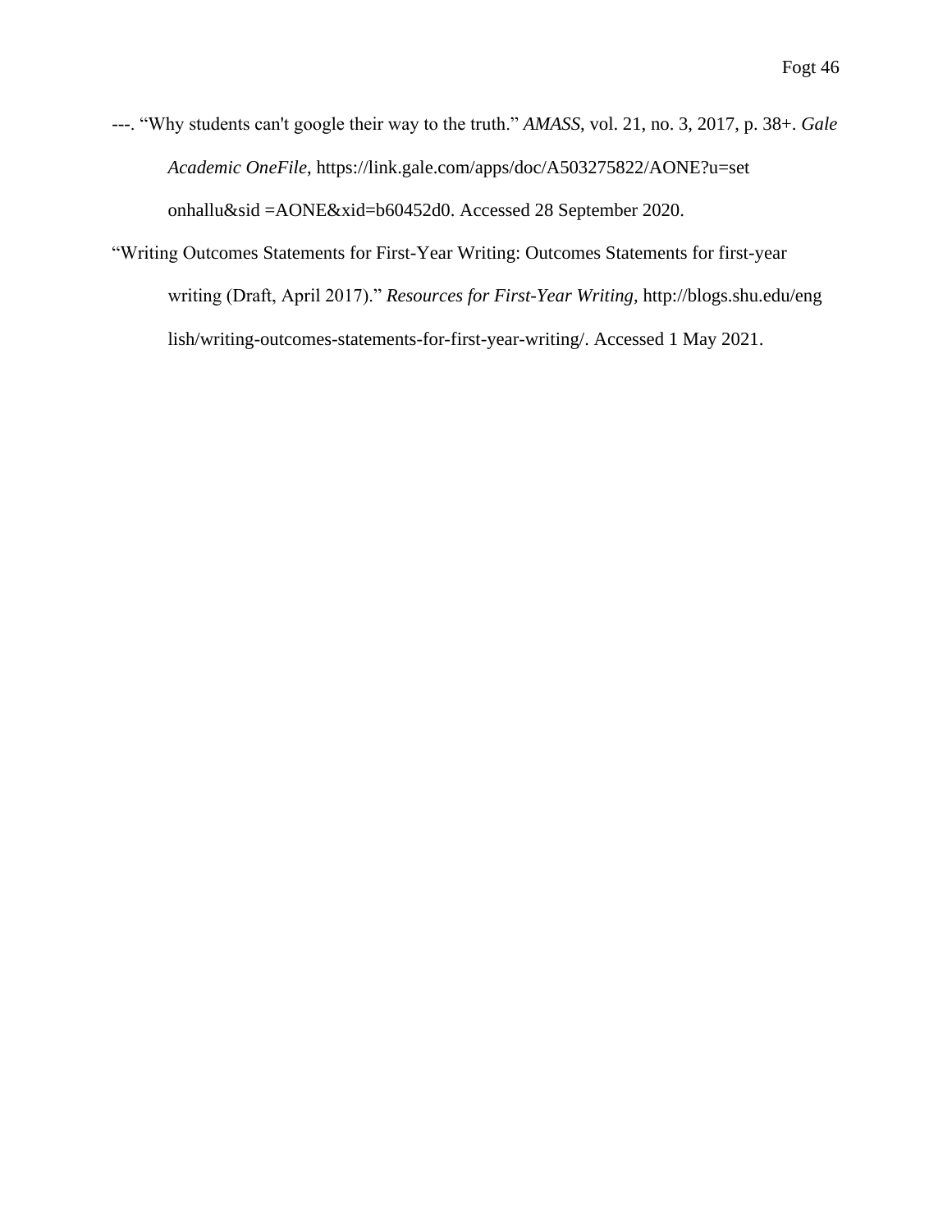---. “Why students can't google their way to the truth.” *AMASS*, vol. 21, no. 3, 2017, p. 38+. *Gale Academic OneFile*, https://link.gale.com/apps/doc/A503275822/AONE?u=set onhallu&sid =AONE&xid=b60452d0. Accessed 28 September 2020.

“Writing Outcomes Statements for First-Year Writing: Outcomes Statements for first-year writing (Draft, April 2017).” *Resources for First-Year Writing*, http://blogs.shu.edu/eng lish/writing-outcomes-statements-for-first-year-writing/. Accessed 1 May 2021.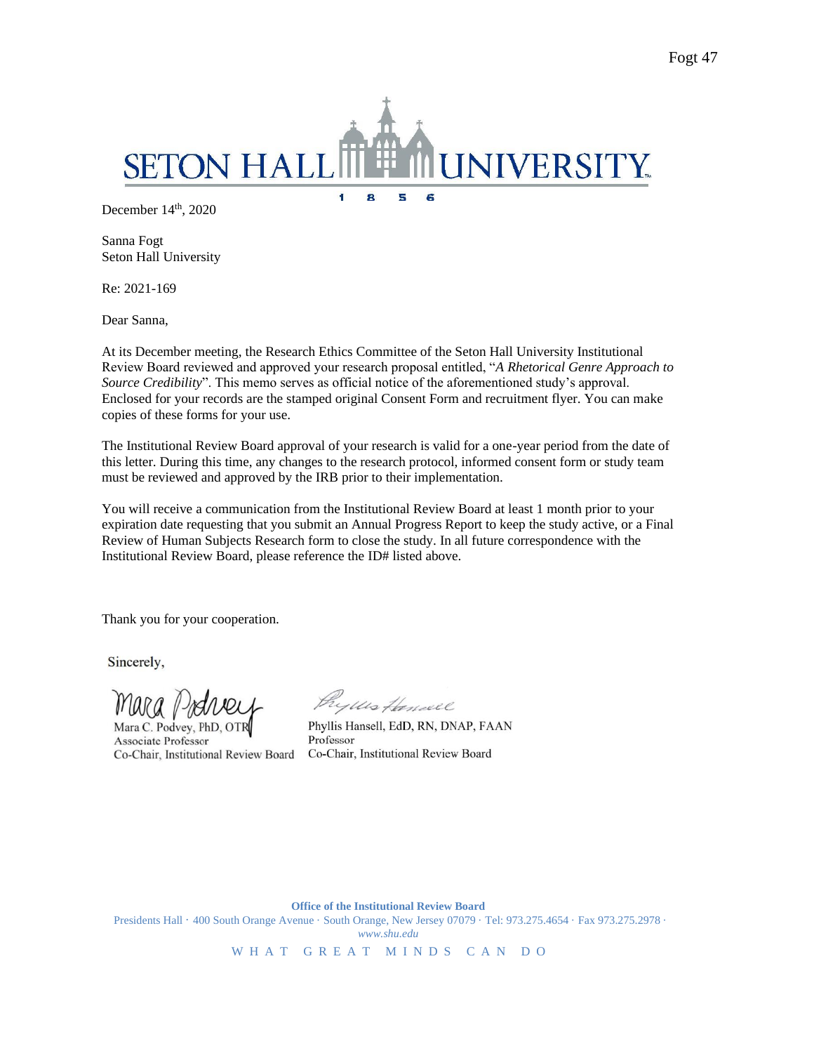SETON HALL UNIVERSITY

1 8 5 6

December 14th, 2020

Sanna Fogt
Seton Hall University

Re: 2021-169

Dear Sanna,

At its December meeting, the Research Ethics Committee of the Seton Hall University Institutional Review Board reviewed and approved your research proposal entitled, "*A Rhetorical Genre Approach to Source Credibility*". This memo serves as official notice of the aforementioned study's approval. Enclosed for your records are the stamped original Consent Form and recruitment flyer. You can make copies of these forms for your use.

The Institutional Review Board approval of your research is valid for a one-year period from the date of this letter. During this time, any changes to the research protocol, informed consent form or study team must be reviewed and approved by the IRB prior to their implementation.

You will receive a communication from the Institutional Review Board at least 1 month prior to your expiration date requesting that you submit an Annual Progress Report to keep the study active, or a Final Review of Human Subjects Research form to close the study. In all future correspondence with the Institutional Review Board, please reference the ID# listed above.

Thank you for your cooperation.

Sincerely,

Mara C. Podvey, PhD, OTR
Associate Professor
Co-Chair, Institutional Review Board

Phyllis Hansell, EdD, RN, DNAP, FAAN
Professor
Co-Chair, Institutional Review Board

**Office of the Institutional Review Board**
Presidents Hall · 400 South Orange Avenue · South Orange, New Jersey 07079 · Tel: 973.275.4654 · Fax 973.275.2978 · *www.shu.edu*

WHAT GREAT MINDS CAN DO